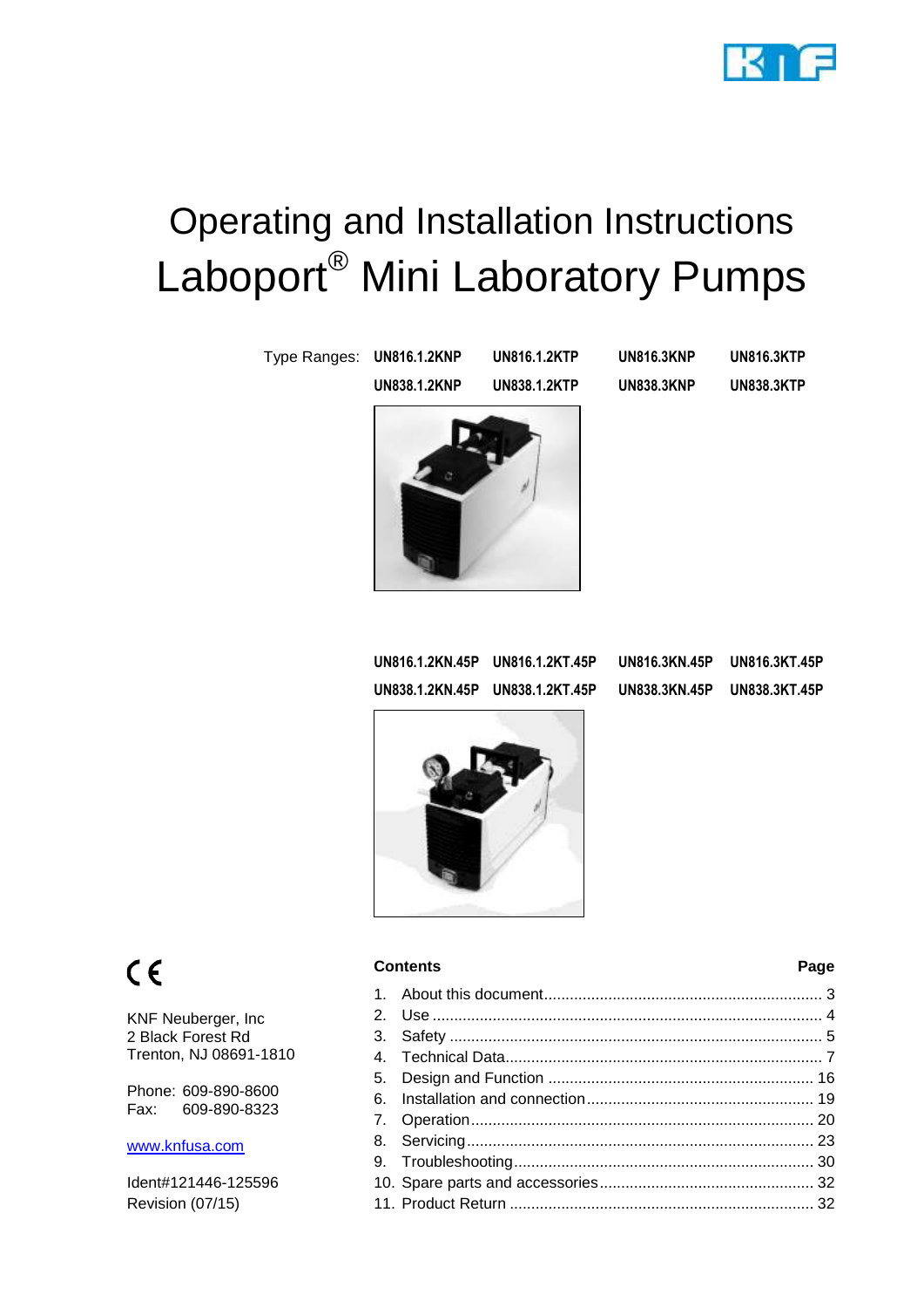# Operating and Installation Instructions Laboport® Mini Laboratory Pumps

| Type Ranges: | UN816.1.2KNP | UN816.1.2KTP | UN816.3KNP | UN816.3KTP |
|---|---|---|---|---|
| | UN838.1.2KNP | UN838.1.2KTP | UN838.3KNP | UN838.3KTP |

| UN816.1.2KN.45P | UN816.1.2KT.45P | UN816.3KN.45P | UN816.3KT.45P |
|---|---|---|---|
| UN838.1.2KN.45P | UN838.1.2KT.45P | UN838.3KN.45P | UN838.3KT.45P |

CE

KNF Neuberger, Inc
2 Black Forest Rd
Trenton, NJ 08691-1810

Phone: 609-890-8600
Fax: 609-890-8323

www.knfusa.com

Ident#121446-125596
Revision (07/15)

**Contents** **Page**

1. About this document ........ 3
2. Use ........ 4
3. Safety ........ 5
4. Technical Data ........ 7
5. Design and Function ........ 16
6. Installation and connection ........ 19
7. Operation ........ 20
8. Servicing ........ 23
9. Troubleshooting ........ 30
10. Spare parts and accessories ........ 32
11. Product Return ........ 32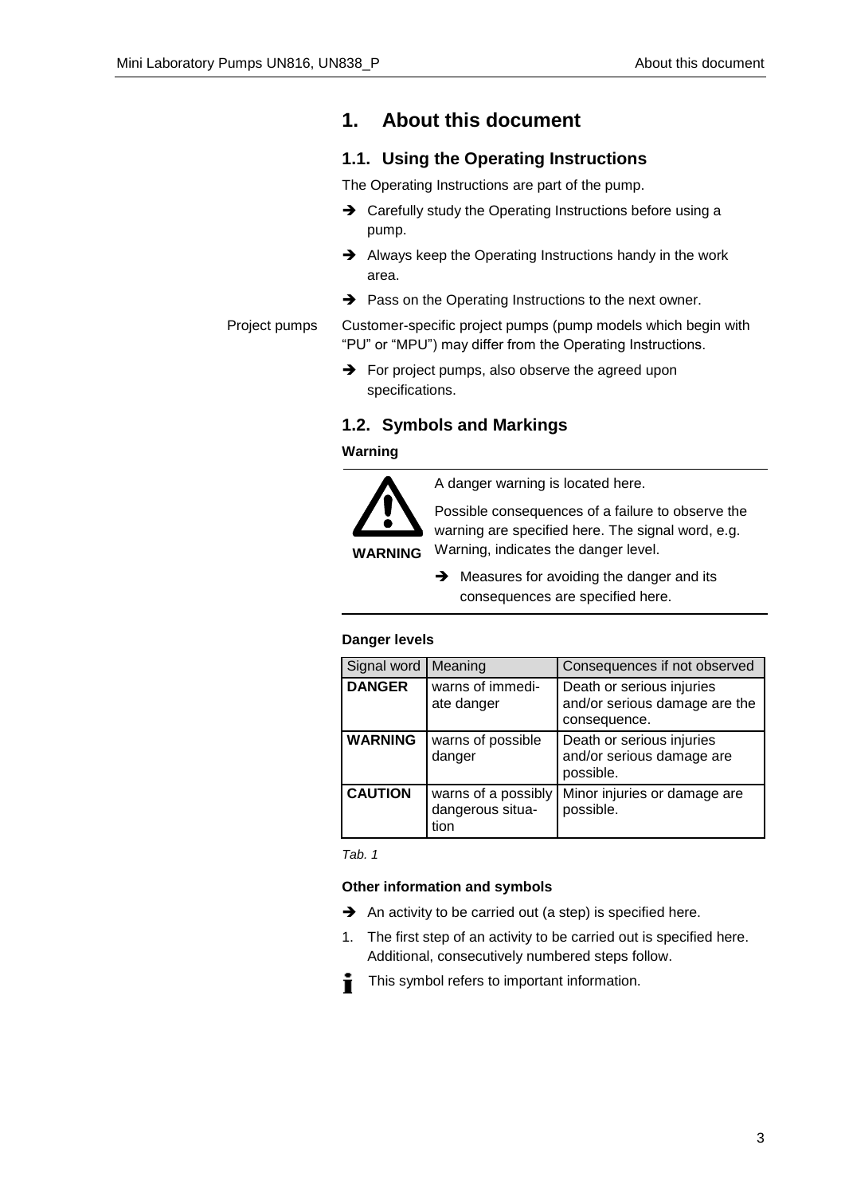# 1. About this document

## 1.1. Using the Operating Instructions

The Operating Instructions are part of the pump.

➔ Carefully study the Operating Instructions before using a pump.

➔ Always keep the Operating Instructions handy in the work area.

➔ Pass on the Operating Instructions to the next owner.

Project pumps

Customer-specific project pumps (pump models which begin with "PU" or "MPU") may differ from the Operating Instructions.

➔ For project pumps, also observe the agreed upon specifications.

## 1.2. Symbols and Markings

**Warning**

**WARNING**

A danger warning is located here.

Possible consequences of a failure to observe the warning are specified here. The signal word, e.g. Warning, indicates the danger level.

➔ Measures for avoiding the danger and its consequences are specified here.

**Danger levels**

| Signal word | Meaning | Consequences if not observed |
|---|---|---|
| **DANGER** | warns of immediate danger | Death or serious injuries and/or serious damage are the consequence. |
| **WARNING** | warns of possible danger | Death or serious injuries and/or serious damage are possible. |
| **CAUTION** | warns of a possibly dangerous situation | Minor injuries or damage are possible. |

*Tab. 1*

**Other information and symbols**

➔ An activity to be carried out (a step) is specified here.

1. The first step of an activity to be carried out is specified here. Additional, consecutively numbered steps follow.

This symbol refers to important information.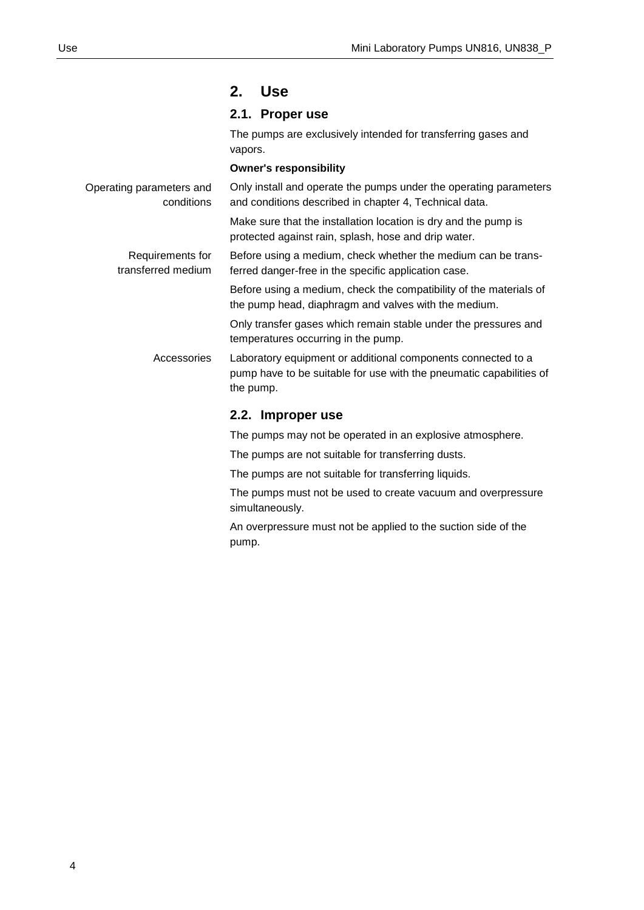# 2. Use

## 2.1. Proper use

The pumps are exclusively intended for transferring gases and vapors.

**Owner's responsibility**

Operating parameters and conditions

Only install and operate the pumps under the operating parameters and conditions described in chapter 4, Technical data.

Make sure that the installation location is dry and the pump is protected against rain, splash, hose and drip water.

Requirements for transferred medium

Before using a medium, check whether the medium can be transferred danger-free in the specific application case.

Before using a medium, check the compatibility of the materials of the pump head, diaphragm and valves with the medium.

Only transfer gases which remain stable under the pressures and temperatures occurring in the pump.

Accessories

Laboratory equipment or additional components connected to a pump have to be suitable for use with the pneumatic capabilities of the pump.

## 2.2. Improper use

The pumps may not be operated in an explosive atmosphere.

The pumps are not suitable for transferring dusts.

The pumps are not suitable for transferring liquids.

The pumps must not be used to create vacuum and overpressure simultaneously.

An overpressure must not be applied to the suction side of the pump.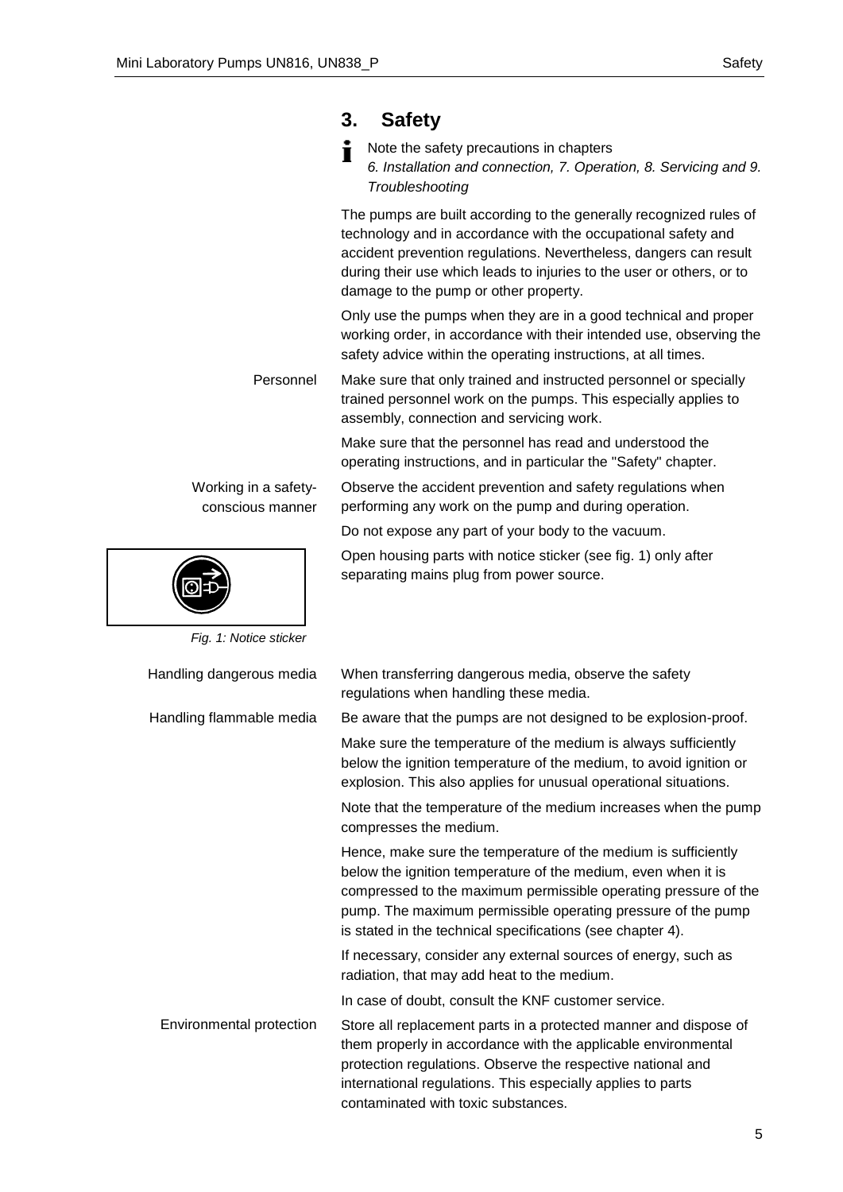## 3. Safety

Note the safety precautions in chapters *6. Installation and connection, 7. Operation, 8. Servicing and 9. Troubleshooting*

The pumps are built according to the generally recognized rules of technology and in accordance with the occupational safety and accident prevention regulations. Nevertheless, dangers can result during their use which leads to injuries to the user or others, or to damage to the pump or other property.

Only use the pumps when they are in a good technical and proper working order, in accordance with their intended use, observing the safety advice within the operating instructions, at all times.

**Personnel**

Make sure that only trained and instructed personnel or specially trained personnel work on the pumps. This especially applies to assembly, connection and servicing work.

Make sure that the personnel has read and understood the operating instructions, and in particular the "Safety" chapter.

**Working in a safety-conscious manner**

Observe the accident prevention and safety regulations when performing any work on the pump and during operation.

Do not expose any part of your body to the vacuum.

Open housing parts with notice sticker (see fig. 1) only after separating mains plug from power source.

*Fig. 1: Notice sticker*

**Handling dangerous media**

When transferring dangerous media, observe the safety regulations when handling these media.

**Handling flammable media**

Be aware that the pumps are not designed to be explosion-proof.

Make sure the temperature of the medium is always sufficiently below the ignition temperature of the medium, to avoid ignition or explosion. This also applies for unusual operational situations.

Note that the temperature of the medium increases when the pump compresses the medium.

Hence, make sure the temperature of the medium is sufficiently below the ignition temperature of the medium, even when it is compressed to the maximum permissible operating pressure of the pump. The maximum permissible operating pressure of the pump is stated in the technical specifications (see chapter 4).

If necessary, consider any external sources of energy, such as radiation, that may add heat to the medium.

In case of doubt, consult the KNF customer service.

**Environmental protection**

Store all replacement parts in a protected manner and dispose of them properly in accordance with the applicable environmental protection regulations. Observe the respective national and international regulations. This especially applies to parts contaminated with toxic substances.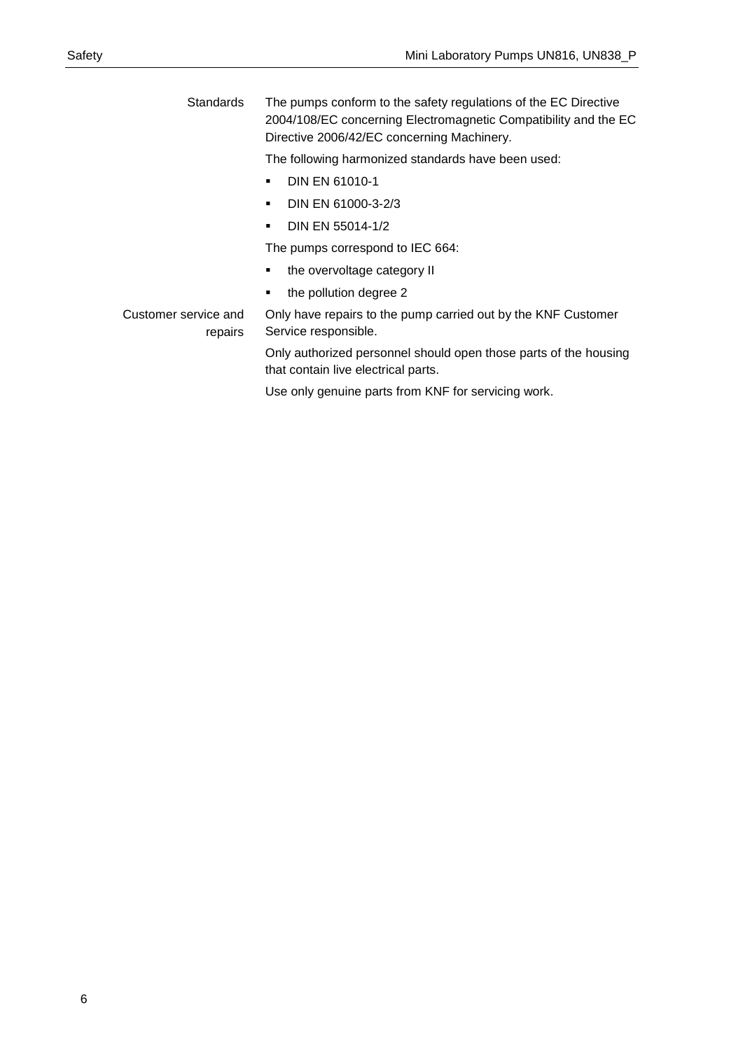**Standards**

The pumps conform to the safety regulations of the EC Directive 2004/108/EC concerning Electromagnetic Compatibility and the EC Directive 2006/42/EC concerning Machinery.

The following harmonized standards have been used:

- DIN EN 61010-1
- DIN EN 61000-3-2/3
- DIN EN 55014-1/2

The pumps correspond to IEC 664:

- the overvoltage category II
- the pollution degree 2

**Customer service and repairs**

Only have repairs to the pump carried out by the KNF Customer Service responsible.

Only authorized personnel should open those parts of the housing that contain live electrical parts.

Use only genuine parts from KNF for servicing work.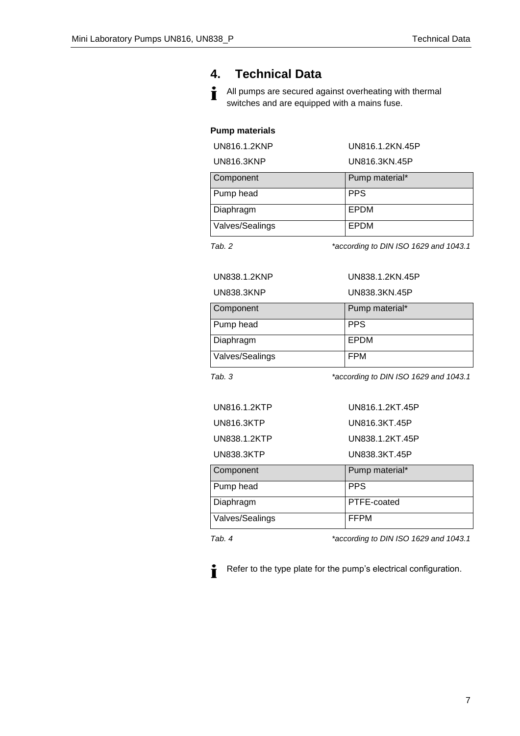# 4. Technical Data

All pumps are secured against overheating with thermal switches and are equipped with a mains fuse.

**Pump materials**

UN816.1.2KNP UN816.1.2KN.45P

UN816.3KNP UN816.3KN.45P

| Component | Pump material* |
|---|---|
| Pump head | PPS |
| Diaphragm | EPDM |
| Valves/Sealings | EPDM |

*Tab. 2* *\*according to DIN ISO 1629 and 1043.1*

UN838.1.2KNP UN838.1.2KN.45P

UN838.3KNP UN838.3KN.45P

| Component | Pump material* |
|---|---|
| Pump head | PPS |
| Diaphragm | EPDM |
| Valves/Sealings | FPM |

*Tab. 3* *\*according to DIN ISO 1629 and 1043.1*

UN816.1.2KTP UN816.1.2KT.45P

UN816.3KTP UN816.3KT.45P

UN838.1.2KTP UN838.1.2KT.45P

UN838.3KTP UN838.3KT.45P

| Component | Pump material* |
|---|---|
| Pump head | PPS |
| Diaphragm | PTFE-coated |
| Valves/Sealings | FFPM |

*Tab. 4* *\*according to DIN ISO 1629 and 1043.1*

Refer to the type plate for the pump's electrical configuration.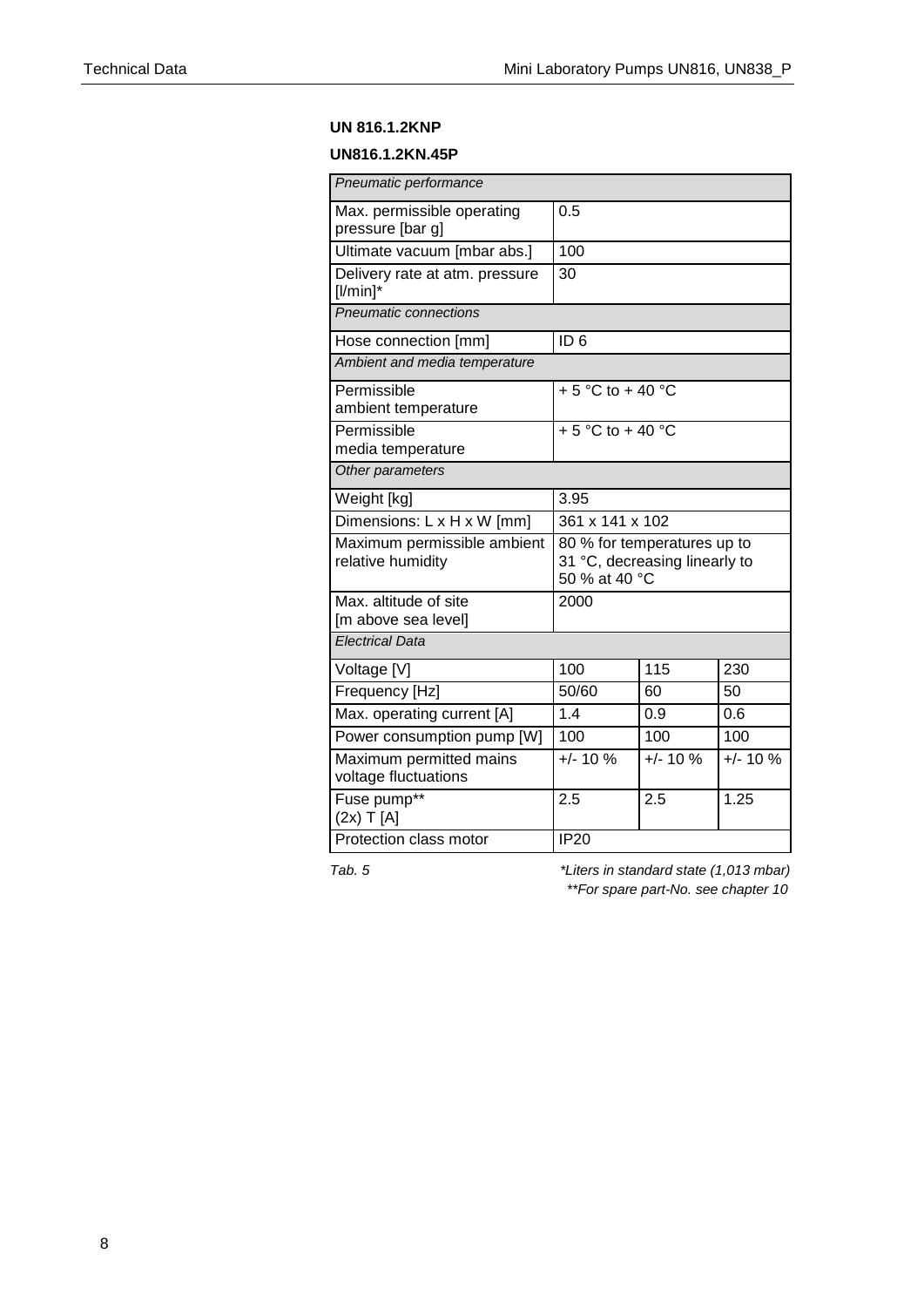**UN 816.1.2KNP**

**UN816.1.2KN.45P**

| *Pneumatic performance* | | | |
|---|---|---|---|
| Max. permissible operating pressure [bar g] | 0.5 | | |
| Ultimate vacuum [mbar abs.] | 100 | | |
| Delivery rate at atm. pressure [l/min]* | 30 | | |
| *Pneumatic connections* | | | |
| Hose connection [mm] | ID 6 | | |
| *Ambient and media temperature* | | | |
| Permissible ambient temperature | + 5 °C to + 40 °C | | |
| Permissible media temperature | + 5 °C to + 40 °C | | |
| *Other parameters* | | | |
| Weight [kg] | 3.95 | | |
| Dimensions: L x H x W [mm] | 361 x 141 x 102 | | |
| Maximum permissible ambient relative humidity | 80 % for temperatures up to 31 °C, decreasing linearly to 50 % at 40 °C | | |
| Max. altitude of site [m above sea level] | 2000 | | |
| *Electrical Data* | | | |
| Voltage [V] | 100 | 115 | 230 |
| Frequency [Hz] | 50/60 | 60 | 50 |
| Max. operating current [A] | 1.4 | 0.9 | 0.6 |
| Power consumption pump [W] | 100 | 100 | 100 |
| Maximum permitted mains voltage fluctuations | +/- 10 % | +/- 10 % | +/- 10 % |
| Fuse pump** (2x) T [A] | 2.5 | 2.5 | 1.25 |
| Protection class motor | IP20 | | |

*Tab. 5*

**Liters in standard state (1,013 mbar)*

***For spare part-No. see chapter 10*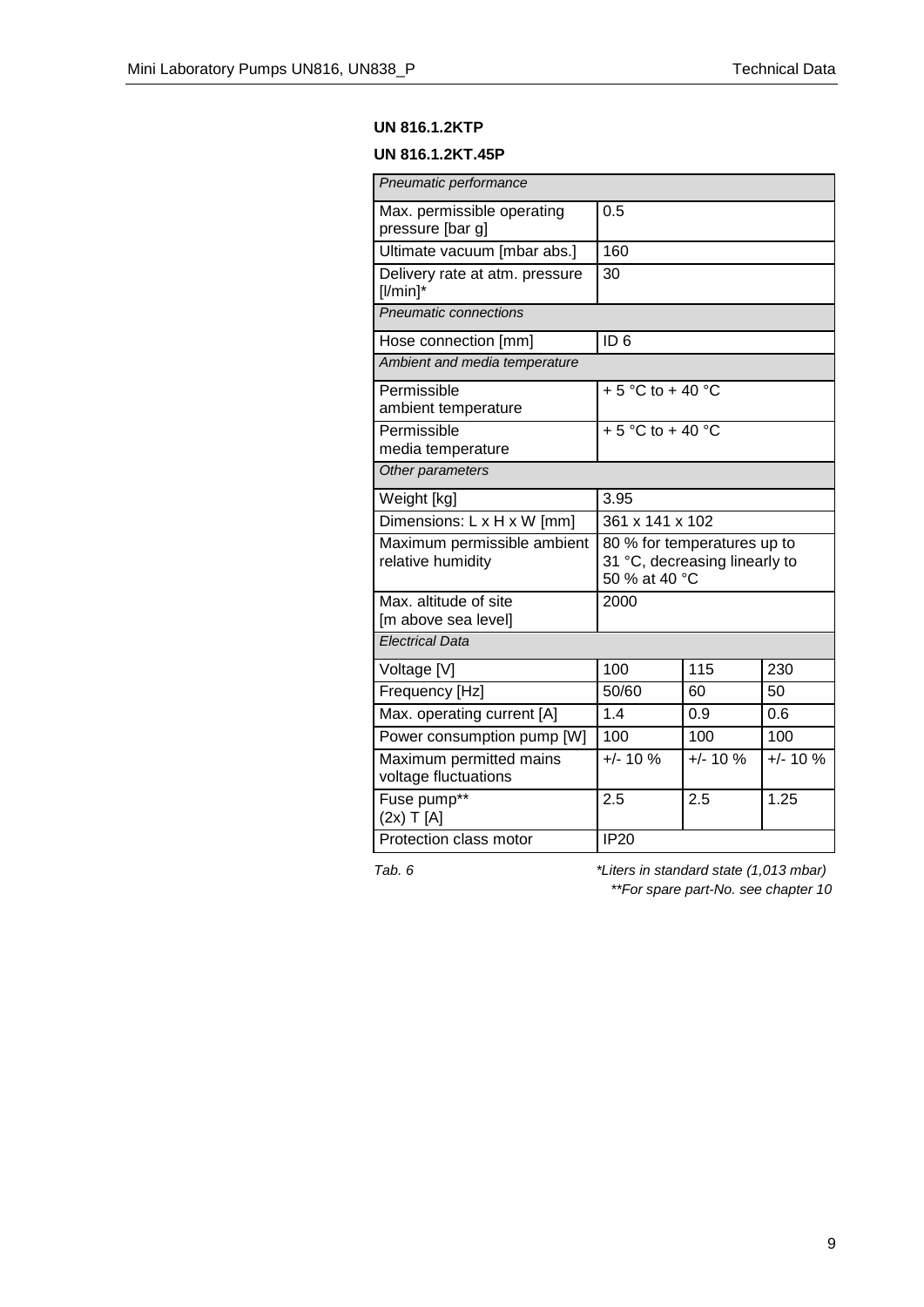**UN 816.1.2KTP**

**UN 816.1.2KT.45P**

| *Pneumatic performance* | | | |
|---|---|---|---|
| Max. permissible operating pressure [bar g] | 0.5 | | |
| Ultimate vacuum [mbar abs.] | 160 | | |
| Delivery rate at atm. pressure [l/min]* | 30 | | |
| *Pneumatic connections* | | | |
| Hose connection [mm] | ID 6 | | |
| *Ambient and media temperature* | | | |
| Permissible ambient temperature | + 5 °C to + 40 °C | | |
| Permissible media temperature | + 5 °C to + 40 °C | | |
| *Other parameters* | | | |
| Weight [kg] | 3.95 | | |
| Dimensions: L x H x W [mm] | 361 x 141 x 102 | | |
| Maximum permissible ambient relative humidity | 80 % for temperatures up to 31 °C, decreasing linearly to 50 % at 40 °C | | |
| Max. altitude of site [m above sea level] | 2000 | | |
| *Electrical Data* | | | |
| Voltage [V] | 100 | 115 | 230 |
| Frequency [Hz] | 50/60 | 60 | 50 |
| Max. operating current [A] | 1.4 | 0.9 | 0.6 |
| Power consumption pump [W] | 100 | 100 | 100 |
| Maximum permitted mains voltage fluctuations | +/- 10 % | +/- 10 % | +/- 10 % |
| Fuse pump** (2x) T [A] | 2.5 | 2.5 | 1.25 |
| Protection class motor | IP20 | | |

*Tab. 6*

*\*Liters in standard state (1,013 mbar)*

*\*\*For spare part-No. see chapter 10*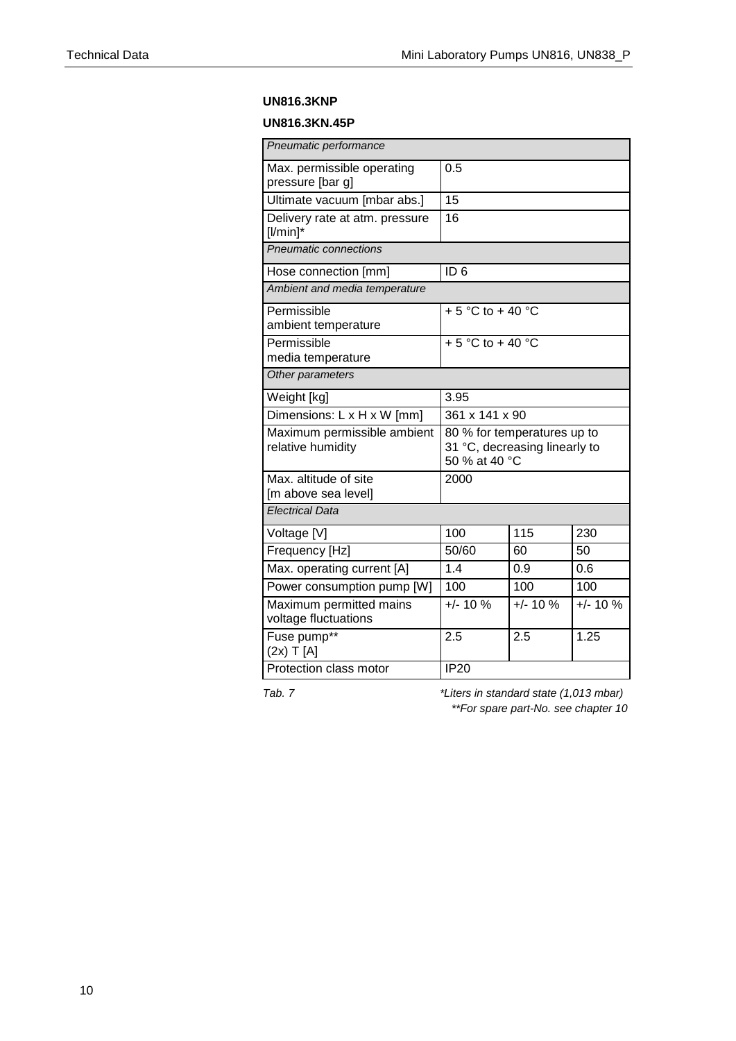**UN816.3KNP**

**UN816.3KN.45P**

| *Pneumatic performance* | | | |
|---|---|---|---|
| Max. permissible operating pressure [bar g] | 0.5 | | |
| Ultimate vacuum [mbar abs.] | 15 | | |
| Delivery rate at atm. pressure [l/min]* | 16 | | |
| *Pneumatic connections* | | | |
| Hose connection [mm] | ID 6 | | |
| *Ambient and media temperature* | | | |
| Permissible ambient temperature | + 5 °C to + 40 °C | | |
| Permissible media temperature | + 5 °C to + 40 °C | | |
| *Other parameters* | | | |
| Weight [kg] | 3.95 | | |
| Dimensions: L x H x W [mm] | 361 x 141 x 90 | | |
| Maximum permissible ambient relative humidity | 80 % for temperatures up to 31 °C, decreasing linearly to 50 % at 40 °C | | |
| Max. altitude of site [m above sea level] | 2000 | | |
| *Electrical Data* | | | |
| Voltage [V] | 100 | 115 | 230 |
| Frequency [Hz] | 50/60 | 60 | 50 |
| Max. operating current [A] | 1.4 | 0.9 | 0.6 |
| Power consumption pump [W] | 100 | 100 | 100 |
| Maximum permitted mains voltage fluctuations | +/- 10 % | +/- 10 % | +/- 10 % |
| Fuse pump** (2x) T [A] | 2.5 | 2.5 | 1.25 |
| Protection class motor | IP20 | | |

*Tab. 7*

*\*Liters in standard state (1,013 mbar)*

*\*\*For spare part-No. see chapter 10*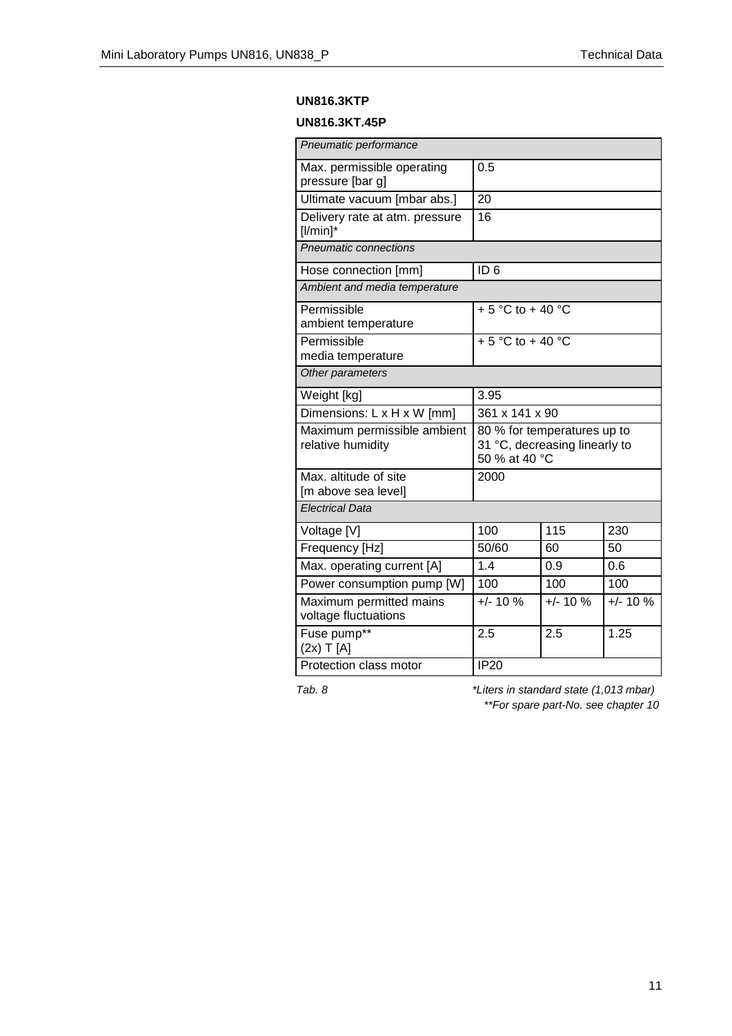**UN816.3KTP**

**UN816.3KT.45P**

| *Pneumatic performance* | | | |
|---|---|---|---|
| Max. permissible operating pressure [bar g] | 0.5 | | |
| Ultimate vacuum [mbar abs.] | 20 | | |
| Delivery rate at atm. pressure [l/min]* | 16 | | |
| *Pneumatic connections* | | | |
| Hose connection [mm] | ID 6 | | |
| *Ambient and media temperature* | | | |
| Permissible ambient temperature | + 5 °C to + 40 °C | | |
| Permissible media temperature | + 5 °C to + 40 °C | | |
| *Other parameters* | | | |
| Weight [kg] | 3.95 | | |
| Dimensions: L x H x W [mm] | 361 x 141 x 90 | | |
| Maximum permissible ambient relative humidity | 80 % for temperatures up to 31 °C, decreasing linearly to 50 % at 40 °C | | |
| Max. altitude of site [m above sea level] | 2000 | | |
| *Electrical Data* | | | |
| Voltage [V] | 100 | 115 | 230 |
| Frequency [Hz] | 50/60 | 60 | 50 |
| Max. operating current [A] | 1.4 | 0.9 | 0.6 |
| Power consumption pump [W] | 100 | 100 | 100 |
| Maximum permitted mains voltage fluctuations | +/- 10 % | +/- 10 % | +/- 10 % |
| Fuse pump** (2x) T [A] | 2.5 | 2.5 | 1.25 |
| Protection class motor | IP20 | | |

*Tab. 8*

*\*Liters in standard state (1,013 mbar)*

*\*\*For spare part-No. see chapter 10*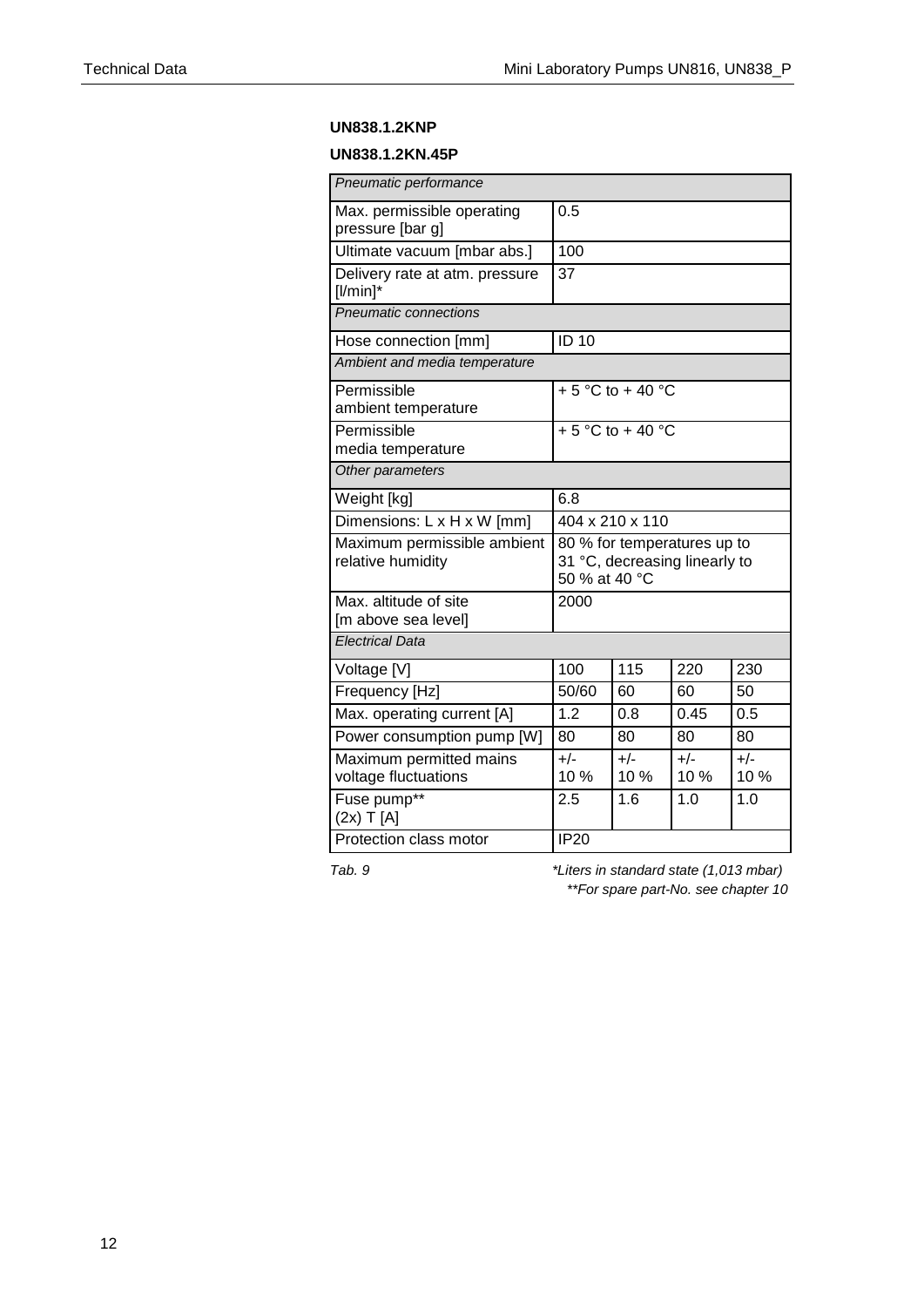**UN838.1.2KNP**

**UN838.1.2KN.45P**

| *Pneumatic performance* | | | | |
|---|---|---|---|---|
| Max. permissible operating pressure [bar g] | 0.5 | | | |
| Ultimate vacuum [mbar abs.] | 100 | | | |
| Delivery rate at atm. pressure [l/min]* | 37 | | | |
| *Pneumatic connections* | | | | |
| Hose connection [mm] | ID 10 | | | |
| *Ambient and media temperature* | | | | |
| Permissible ambient temperature | + 5 °C to + 40 °C | | | |
| Permissible media temperature | + 5 °C to + 40 °C | | | |
| *Other parameters* | | | | |
| Weight [kg] | 6.8 | | | |
| Dimensions: L x H x W [mm] | 404 x 210 x 110 | | | |
| Maximum permissible ambient relative humidity | 80 % for temperatures up to 31 °C, decreasing linearly to 50 % at 40 °C | | | |
| Max. altitude of site [m above sea level] | 2000 | | | |
| *Electrical Data* | | | | |
| Voltage [V] | 100 | 115 | 220 | 230 |
| Frequency [Hz] | 50/60 | 60 | 60 | 50 |
| Max. operating current [A] | 1.2 | 0.8 | 0.45 | 0.5 |
| Power consumption pump [W] | 80 | 80 | 80 | 80 |
| Maximum permitted mains voltage fluctuations | +/- 10 % | +/- 10 % | +/- 10 % | +/- 10 % |
| Fuse pump** (2x) T [A] | 2.5 | 1.6 | 1.0 | 1.0 |
| Protection class motor | IP20 | | | |

*Tab. 9*

*\*Liters in standard state (1,013 mbar)*

*\*\*For spare part-No. see chapter 10*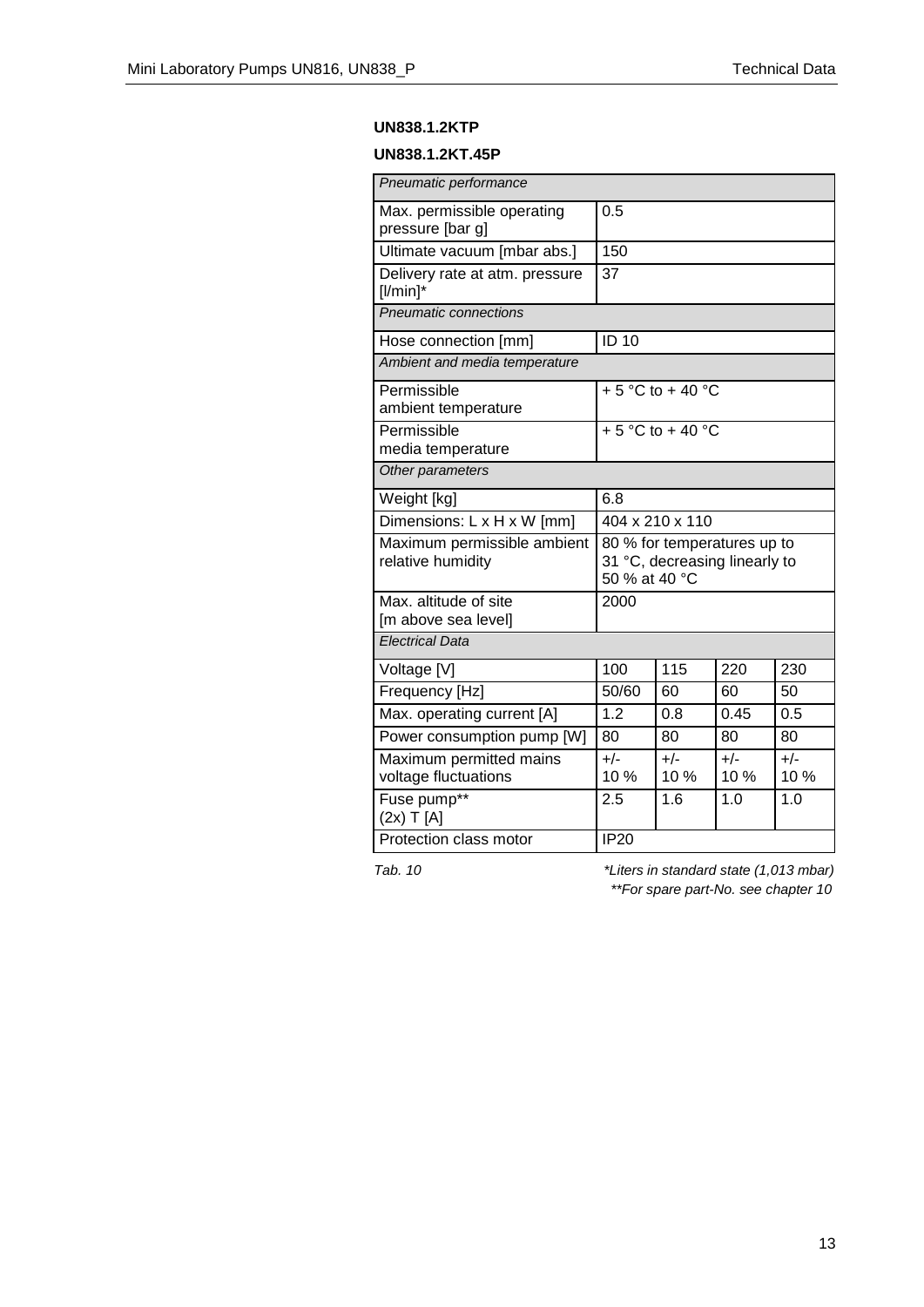**UN838.1.2KTP**

**UN838.1.2KT.45P**

| *Pneumatic performance* | | | | |
|---|---|---|---|---|
| Max. permissible operating pressure [bar g] | 0.5 | | | |
| Ultimate vacuum [mbar abs.] | 150 | | | |
| Delivery rate at atm. pressure [l/min]* | 37 | | | |
| *Pneumatic connections* | | | | |
| Hose connection [mm] | ID 10 | | | |
| *Ambient and media temperature* | | | | |
| Permissible ambient temperature | + 5 °C to + 40 °C | | | |
| Permissible media temperature | + 5 °C to + 40 °C | | | |
| *Other parameters* | | | | |
| Weight [kg] | 6.8 | | | |
| Dimensions: L x H x W [mm] | 404 x 210 x 110 | | | |
| Maximum permissible ambient relative humidity | 80 % for temperatures up to 31 °C, decreasing linearly to 50 % at 40 °C | | | |
| Max. altitude of site [m above sea level] | 2000 | | | |
| *Electrical Data* | | | | |
| Voltage [V] | 100 | 115 | 220 | 230 |
| Frequency [Hz] | 50/60 | 60 | 60 | 50 |
| Max. operating current [A] | 1.2 | 0.8 | 0.45 | 0.5 |
| Power consumption pump [W] | 80 | 80 | 80 | 80 |
| Maximum permitted mains voltage fluctuations | +/- 10 % | +/- 10 % | +/- 10 % | +/- 10 % |
| Fuse pump** (2x) T [A] | 2.5 | 1.6 | 1.0 | 1.0 |
| Protection class motor | IP20 | | | |

*Tab. 10*

*\*Liters in standard state (1,013 mbar)*

*\*\*For spare part-No. see chapter 10*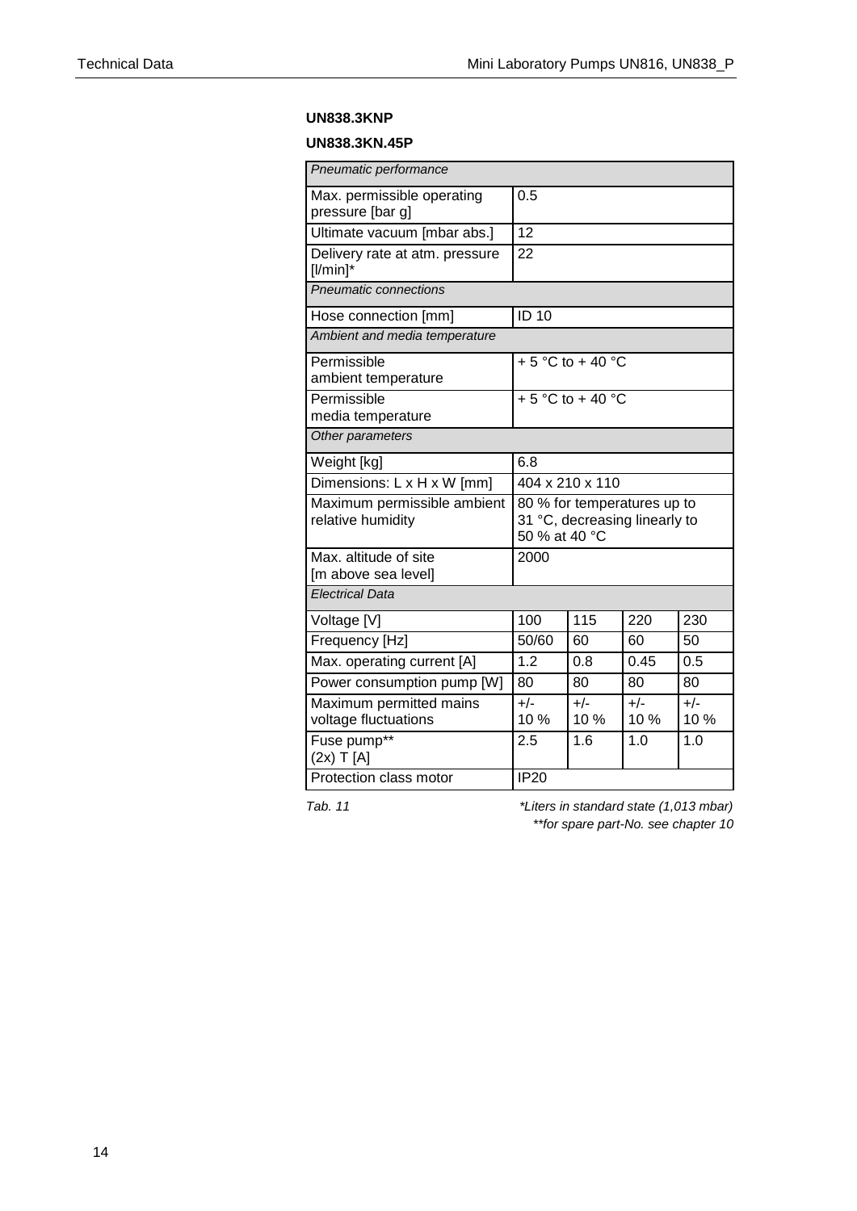**UN838.3KNP**

**UN838.3KN.45P**

| *Pneumatic performance* | | | | |
|---|---|---|---|---|
| Max. permissible operating pressure [bar g] | 0.5 | | | |
| Ultimate vacuum [mbar abs.] | 12 | | | |
| Delivery rate at atm. pressure [l/min]* | 22 | | | |
| *Pneumatic connections* | | | | |
| Hose connection [mm] | ID 10 | | | |
| *Ambient and media temperature* | | | | |
| Permissible ambient temperature | + 5 °C to + 40 °C | | | |
| Permissible media temperature | + 5 °C to + 40 °C | | | |
| *Other parameters* | | | | |
| Weight [kg] | 6.8 | | | |
| Dimensions: L x H x W [mm] | 404 x 210 x 110 | | | |
| Maximum permissible ambient relative humidity | 80 % for temperatures up to 31 °C, decreasing linearly to 50 % at 40 °C | | | |
| Max. altitude of site [m above sea level] | 2000 | | | |
| *Electrical Data* | | | | |
| Voltage [V] | 100 | 115 | 220 | 230 |
| Frequency [Hz] | 50/60 | 60 | 60 | 50 |
| Max. operating current [A] | 1.2 | 0.8 | 0.45 | 0.5 |
| Power consumption pump [W] | 80 | 80 | 80 | 80 |
| Maximum permitted mains voltage fluctuations | +/- 10 % | +/- 10 % | +/- 10 % | +/- 10 % |
| Fuse pump** (2x) T [A] | 2.5 | 1.6 | 1.0 | 1.0 |
| Protection class motor | IP20 | | | |

*Tab. 11*

*\*Liters in standard state (1,013 mbar)*

*\*\*for spare part-No. see chapter 10*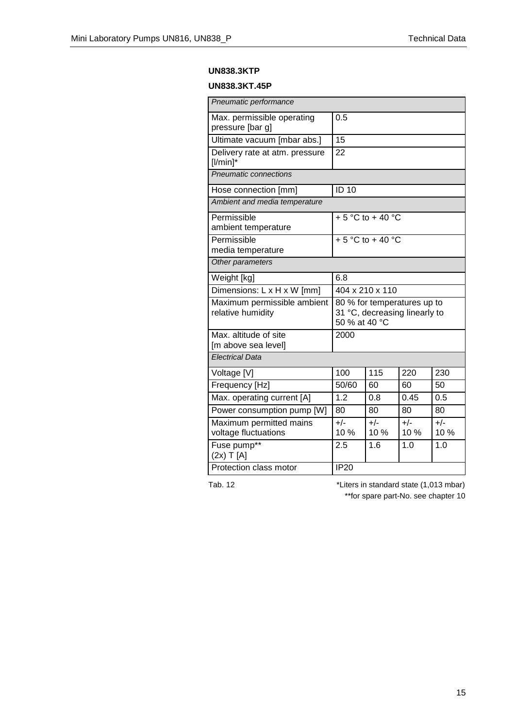**UN838.3KTP**

**UN838.3KT.45P**

| *Pneumatic performance* | | | | |
|---|---|---|---|---|
| Max. permissible operating pressure [bar g] | 0.5 | | | |
| Ultimate vacuum [mbar abs.] | 15 | | | |
| Delivery rate at atm. pressure [l/min]* | 22 | | | |
| *Pneumatic connections* | | | | |
| Hose connection [mm] | ID 10 | | | |
| *Ambient and media temperature* | | | | |
| Permissible ambient temperature | + 5 °C to + 40 °C | | | |
| Permissible media temperature | + 5 °C to + 40 °C | | | |
| *Other parameters* | | | | |
| Weight [kg] | 6.8 | | | |
| Dimensions: L x H x W [mm] | 404 x 210 x 110 | | | |
| Maximum permissible ambient relative humidity | 80 % for temperatures up to 31 °C, decreasing linearly to 50 % at 40 °C | | | |
| Max. altitude of site [m above sea level] | 2000 | | | |
| *Electrical Data* | | | | |
| Voltage [V] | 100 | 115 | 220 | 230 |
| Frequency [Hz] | 50/60 | 60 | 60 | 50 |
| Max. operating current [A] | 1.2 | 0.8 | 0.45 | 0.5 |
| Power consumption pump [W] | 80 | 80 | 80 | 80 |
| Maximum permitted mains voltage fluctuations | +/- 10 % | +/- 10 % | +/- 10 % | +/- 10 % |
| Fuse pump** (2x) T [A] | 2.5 | 1.6 | 1.0 | 1.0 |
| Protection class motor | IP20 | | | |

Tab. 12

*Liters in standard state (1,013 mbar)

**for spare part-No. see chapter 10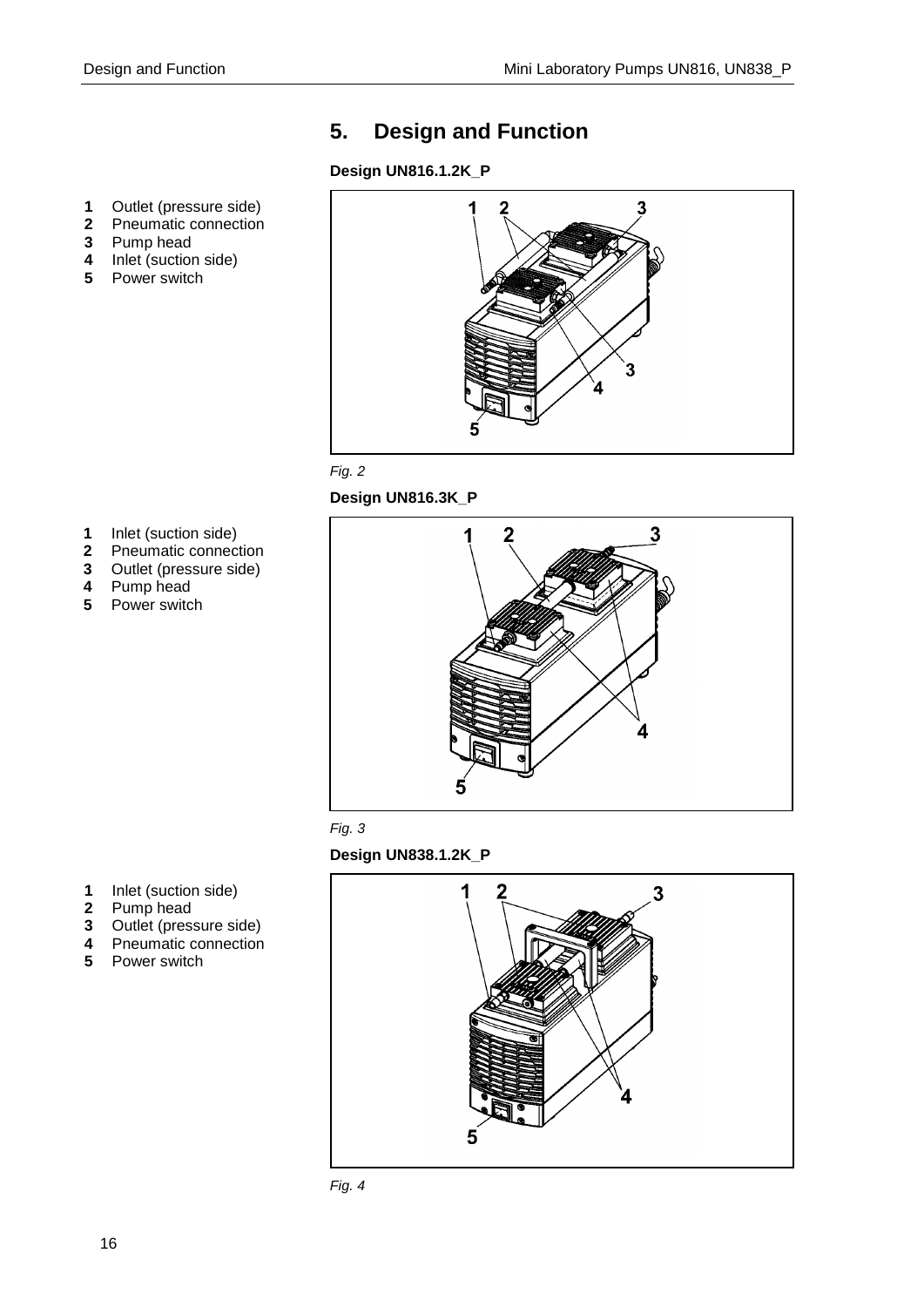# 5. Design and Function

**Design UN816.1.2K_P**

1 Outlet (pressure side)
2 Pneumatic connection
3 Pump head
4 Inlet (suction side)
5 Power switch

*Fig. 2*

**Design UN816.3K_P**

1 Inlet (suction side)
2 Pneumatic connection
3 Outlet (pressure side)
4 Pump head
5 Power switch

*Fig. 3*

**Design UN838.1.2K_P**

1 Inlet (suction side)
2 Pump head
3 Outlet (pressure side)
4 Pneumatic connection
5 Power switch

*Fig. 4*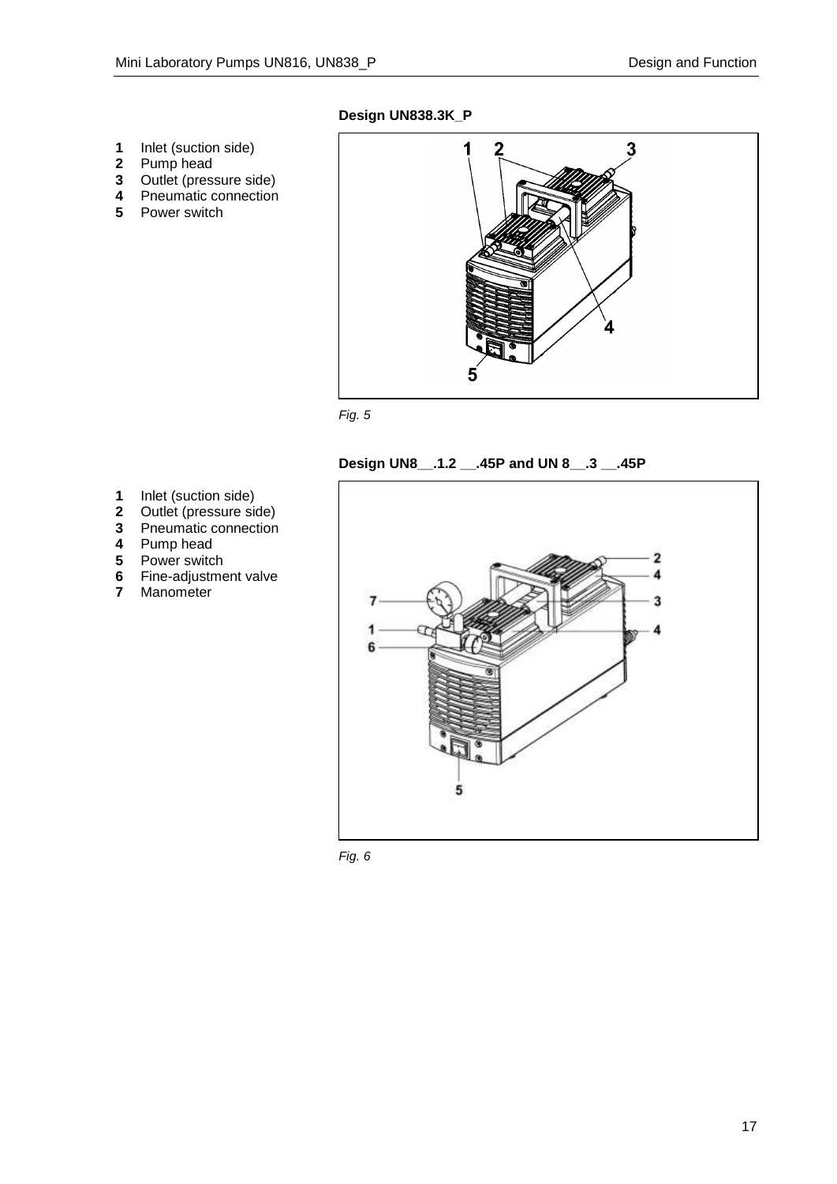**Design UN838.3K_P**

**1** Inlet (suction side)
**2** Pump head
**3** Outlet (pressure side)
**4** Pneumatic connection
**5** Power switch

*Fig. 5*

**Design UN8__.1.2 __.45P and UN 8__.3 __.45P**

**1** Inlet (suction side)
**2** Outlet (pressure side)
**3** Pneumatic connection
**4** Pump head
**5** Power switch
**6** Fine-adjustment valve
**7** Manometer

*Fig. 6*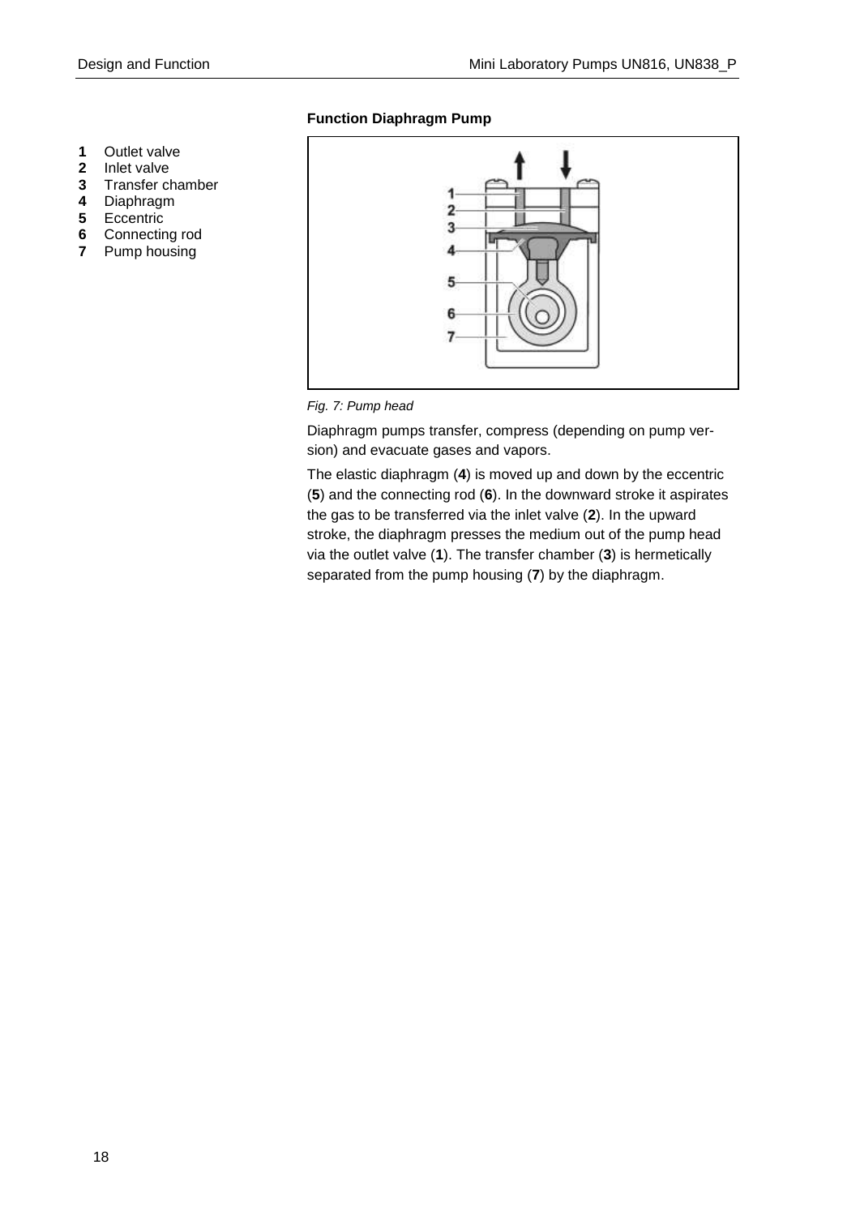### Function Diaphragm Pump

1. Outlet valve
2. Inlet valve
3. Transfer chamber
4. Diaphragm
5. Eccentric
6. Connecting rod
7. Pump housing

*Fig. 7: Pump head*

Diaphragm pumps transfer, compress (depending on pump version) and evacuate gases and vapors.

The elastic diaphragm (**4**) is moved up and down by the eccentric (**5**) and the connecting rod (**6**). In the downward stroke it aspirates the gas to be transferred via the inlet valve (**2**). In the upward stroke, the diaphragm presses the medium out of the pump head via the outlet valve (**1**). The transfer chamber (**3**) is hermetically separated from the pump housing (**7**) by the diaphragm.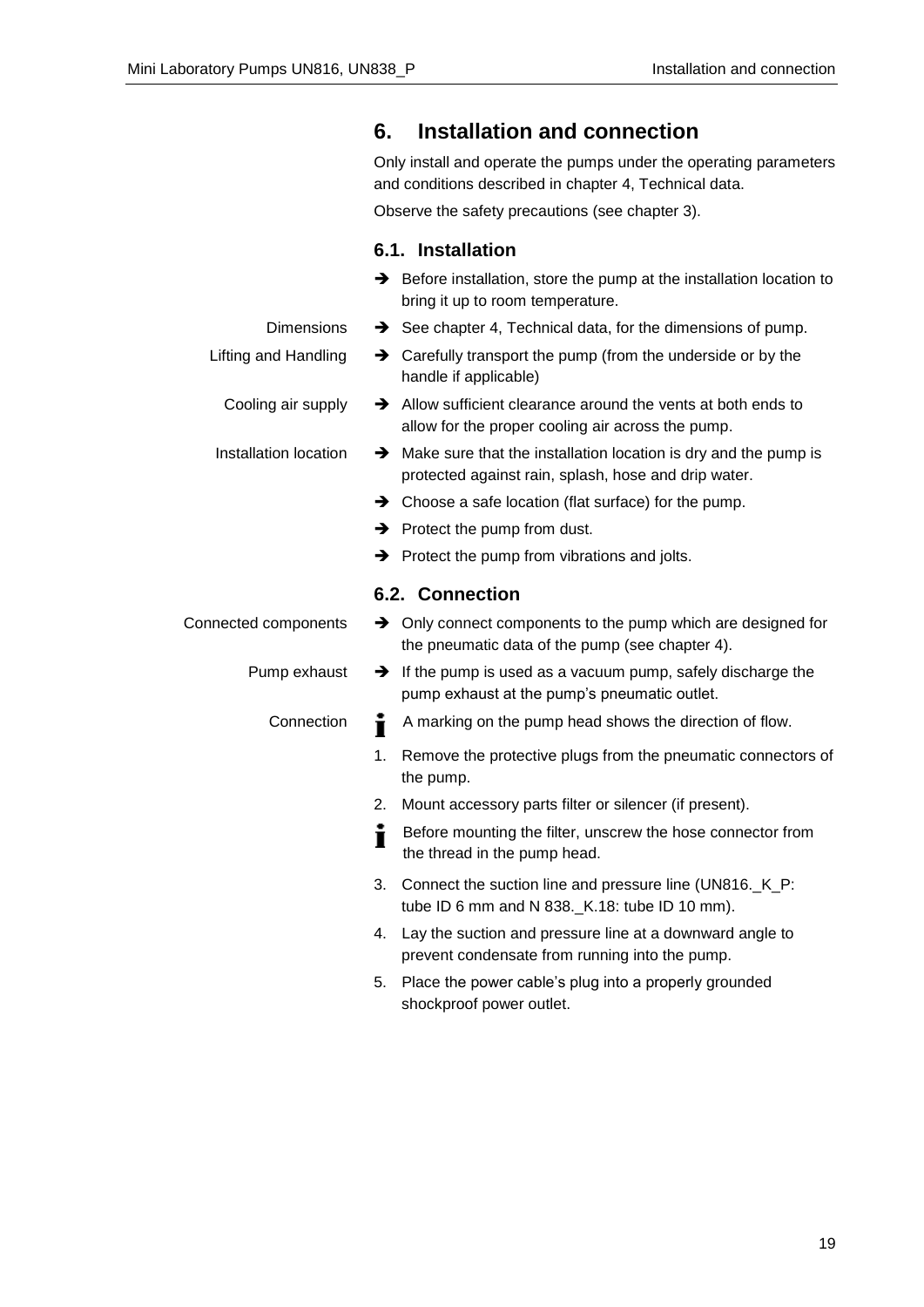# 6. Installation and connection

Only install and operate the pumps under the operating parameters and conditions described in chapter 4, Technical data.

Observe the safety precautions (see chapter 3).

## 6.1. Installation

- ➔ Before installation, store the pump at the installation location to bring it up to room temperature.

**Dimensions**

- ➔ See chapter 4, Technical data, for the dimensions of pump.

**Lifting and Handling**

- ➔ Carefully transport the pump (from the underside or by the handle if applicable)

**Cooling air supply**

- ➔ Allow sufficient clearance around the vents at both ends to allow for the proper cooling air across the pump.

**Installation location**

- ➔ Make sure that the installation location is dry and the pump is protected against rain, splash, hose and drip water.
- ➔ Choose a safe location (flat surface) for the pump.
- ➔ Protect the pump from dust.
- ➔ Protect the pump from vibrations and jolts.

## 6.2. Connection

**Connected components**

- ➔ Only connect components to the pump which are designed for the pneumatic data of the pump (see chapter 4).

**Pump exhaust**

- ➔ If the pump is used as a vacuum pump, safely discharge the pump exhaust at the pump's pneumatic outlet.

**Connection**

ℹ A marking on the pump head shows the direction of flow.

1. Remove the protective plugs from the pneumatic connectors of the pump.
2. Mount accessory parts filter or silencer (if present).

ℹ Before mounting the filter, unscrew the hose connector from the thread in the pump head.

3. Connect the suction line and pressure line (UN816._K_P: tube ID 6 mm and N 838._K.18: tube ID 10 mm).
4. Lay the suction and pressure line at a downward angle to prevent condensate from running into the pump.
5. Place the power cable's plug into a properly grounded shockproof power outlet.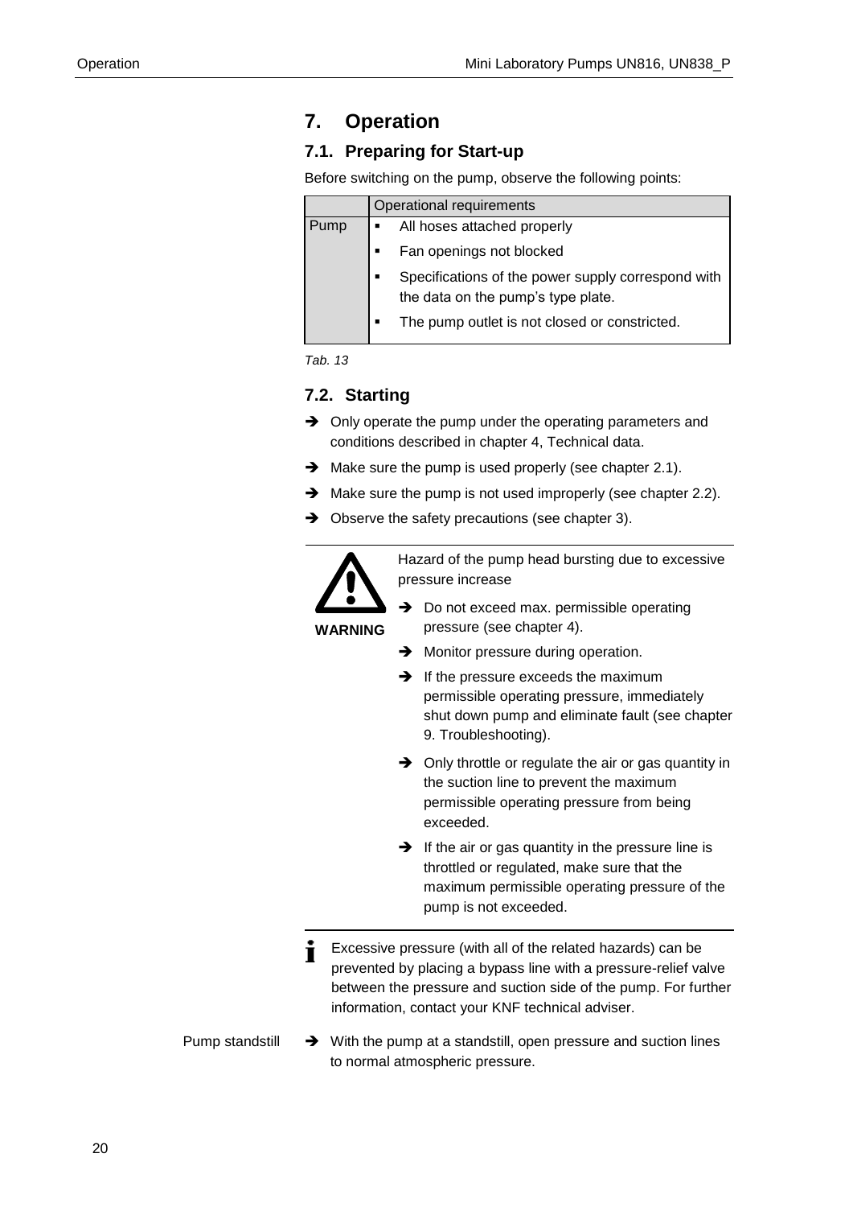# 7. Operation

## 7.1. Preparing for Start-up

Before switching on the pump, observe the following points:

| | Operational requirements |
|---|---|
| Pump | ▪ All hoses attached properly<br>▪ Fan openings not blocked<br>▪ Specifications of the power supply correspond with the data on the pump's type plate.<br>▪ The pump outlet is not closed or constricted. |

*Tab. 13*

## 7.2. Starting

➔ Only operate the pump under the operating parameters and conditions described in chapter 4, Technical data.

➔ Make sure the pump is used properly (see chapter 2.1).

➔ Make sure the pump is not used improperly (see chapter 2.2).

➔ Observe the safety precautions (see chapter 3).

**WARNING**

Hazard of the pump head bursting due to excessive pressure increase

➔ Do not exceed max. permissible operating pressure (see chapter 4).

➔ Monitor pressure during operation.

➔ If the pressure exceeds the maximum permissible operating pressure, immediately shut down pump and eliminate fault (see chapter 9. Troubleshooting).

➔ Only throttle or regulate the air or gas quantity in the suction line to prevent the maximum permissible operating pressure from being exceeded.

➔ If the air or gas quantity in the pressure line is throttled or regulated, make sure that the maximum permissible operating pressure of the pump is not exceeded.

**i** Excessive pressure (with all of the related hazards) can be prevented by placing a bypass line with a pressure-relief valve between the pressure and suction side of the pump. For further information, contact your KNF technical adviser.

Pump standstill

➔ With the pump at a standstill, open pressure and suction lines to normal atmospheric pressure.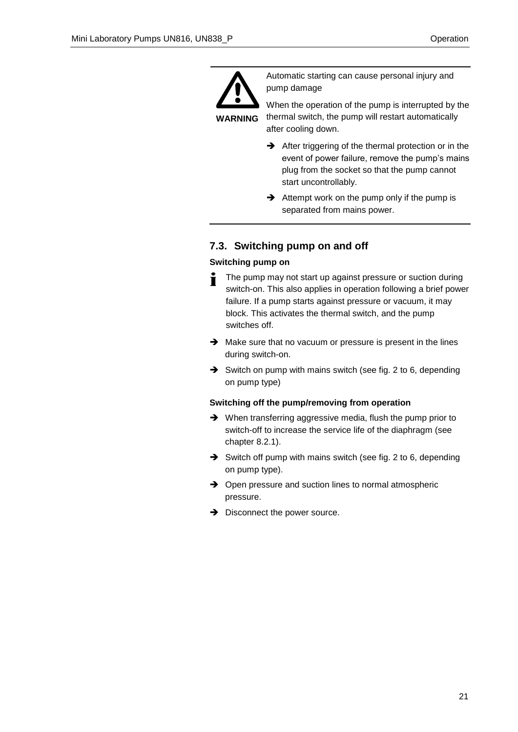**WARNING**

Automatic starting can cause personal injury and pump damage

When the operation of the pump is interrupted by the thermal switch, the pump will restart automatically after cooling down.

- ➔ After triggering of the thermal protection or in the event of power failure, remove the pump's mains plug from the socket so that the pump cannot start uncontrollably.
- ➔ Attempt work on the pump only if the pump is separated from mains power.

## 7.3. Switching pump on and off

**Switching pump on**

The pump may not start up against pressure or suction during switch-on. This also applies in operation following a brief power failure. If a pump starts against pressure or vacuum, it may block. This activates the thermal switch, and the pump switches off.

- ➔ Make sure that no vacuum or pressure is present in the lines during switch-on.
- ➔ Switch on pump with mains switch (see fig. 2 to 6, depending on pump type)

**Switching off the pump/removing from operation**

- ➔ When transferring aggressive media, flush the pump prior to switch-off to increase the service life of the diaphragm (see chapter 8.2.1).
- ➔ Switch off pump with mains switch (see fig. 2 to 6, depending on pump type).
- ➔ Open pressure and suction lines to normal atmospheric pressure.
- ➔ Disconnect the power source.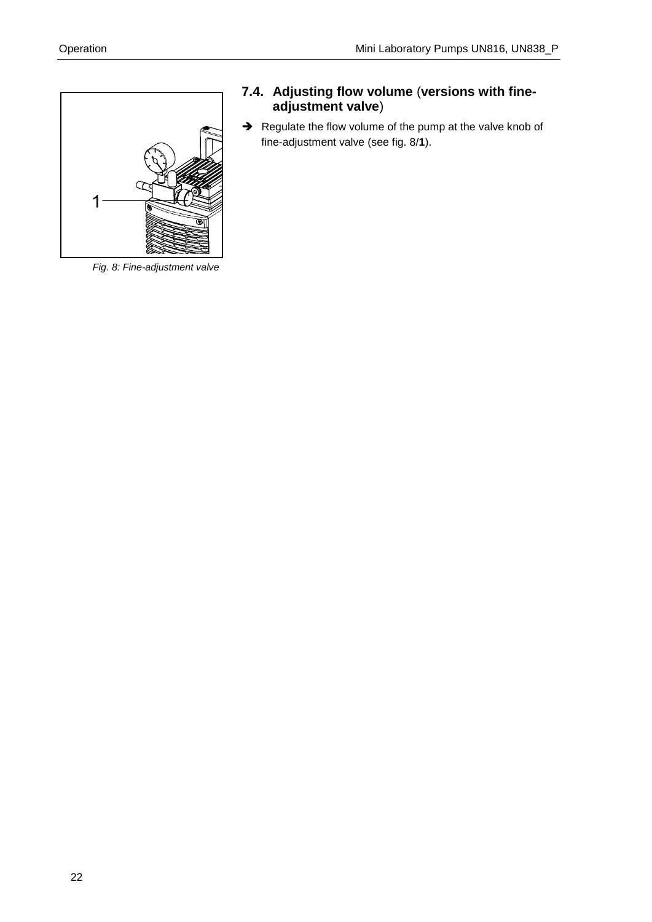1

*Fig. 8: Fine-adjustment valve*

## 7.4. Adjusting flow volume (versions with fine-adjustment valve)

➔ Regulate the flow volume of the pump at the valve knob of fine-adjustment valve (see fig. 8/**1**).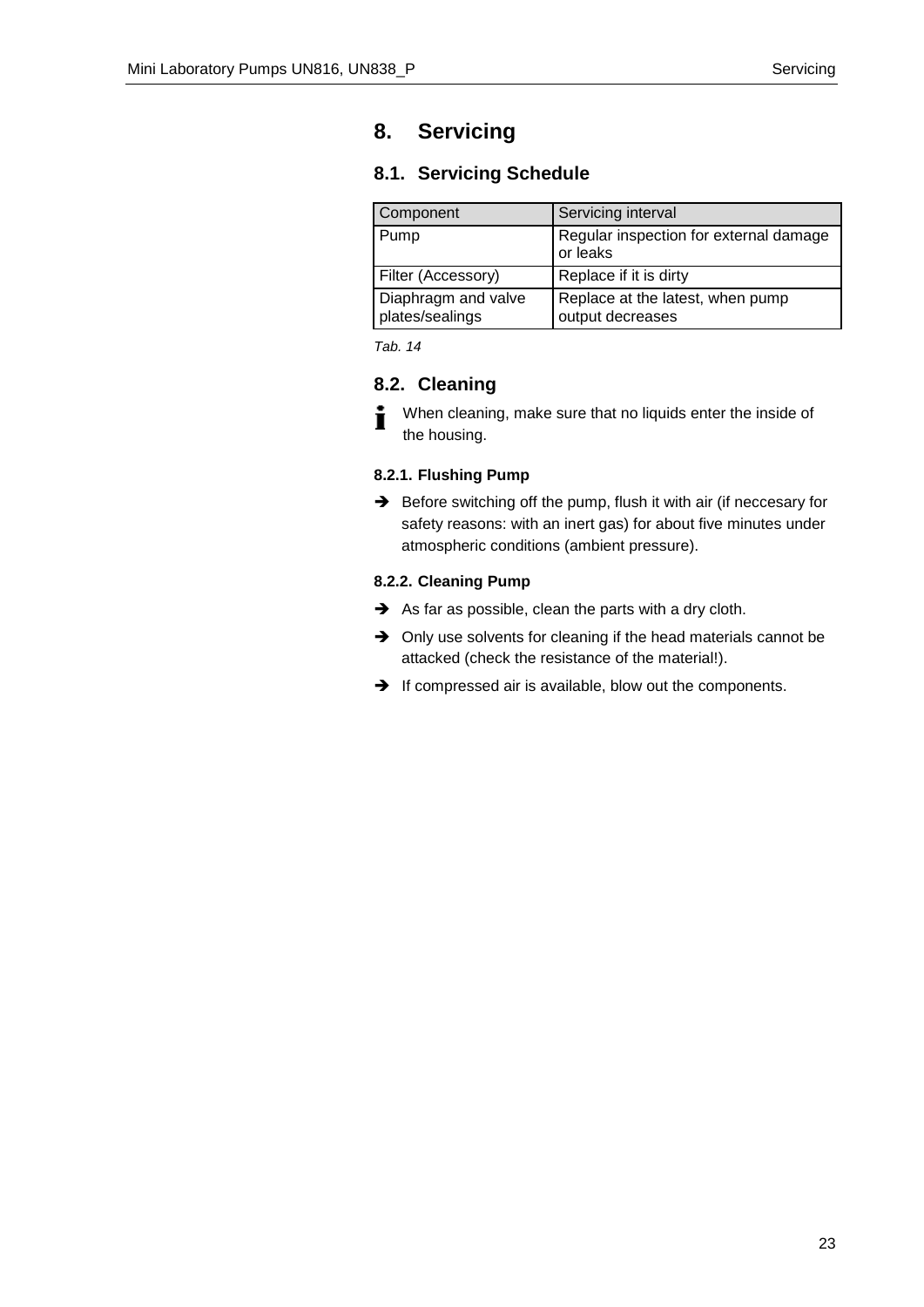# 8. Servicing

## 8.1. Servicing Schedule

| Component | Servicing interval |
| --- | --- |
| Pump | Regular inspection for external damage or leaks |
| Filter (Accessory) | Replace if it is dirty |
| Diaphragm and valve plates/sealings | Replace at the latest, when pump output decreases |

*Tab. 14*

## 8.2. Cleaning

When cleaning, make sure that no liquids enter the inside of the housing.

### 8.2.1. Flushing Pump

- Before switching off the pump, flush it with air (if neccesary for safety reasons: with an inert gas) for about five minutes under atmospheric conditions (ambient pressure).

### 8.2.2. Cleaning Pump

- As far as possible, clean the parts with a dry cloth.
- Only use solvents for cleaning if the head materials cannot be attacked (check the resistance of the material!).
- If compressed air is available, blow out the components.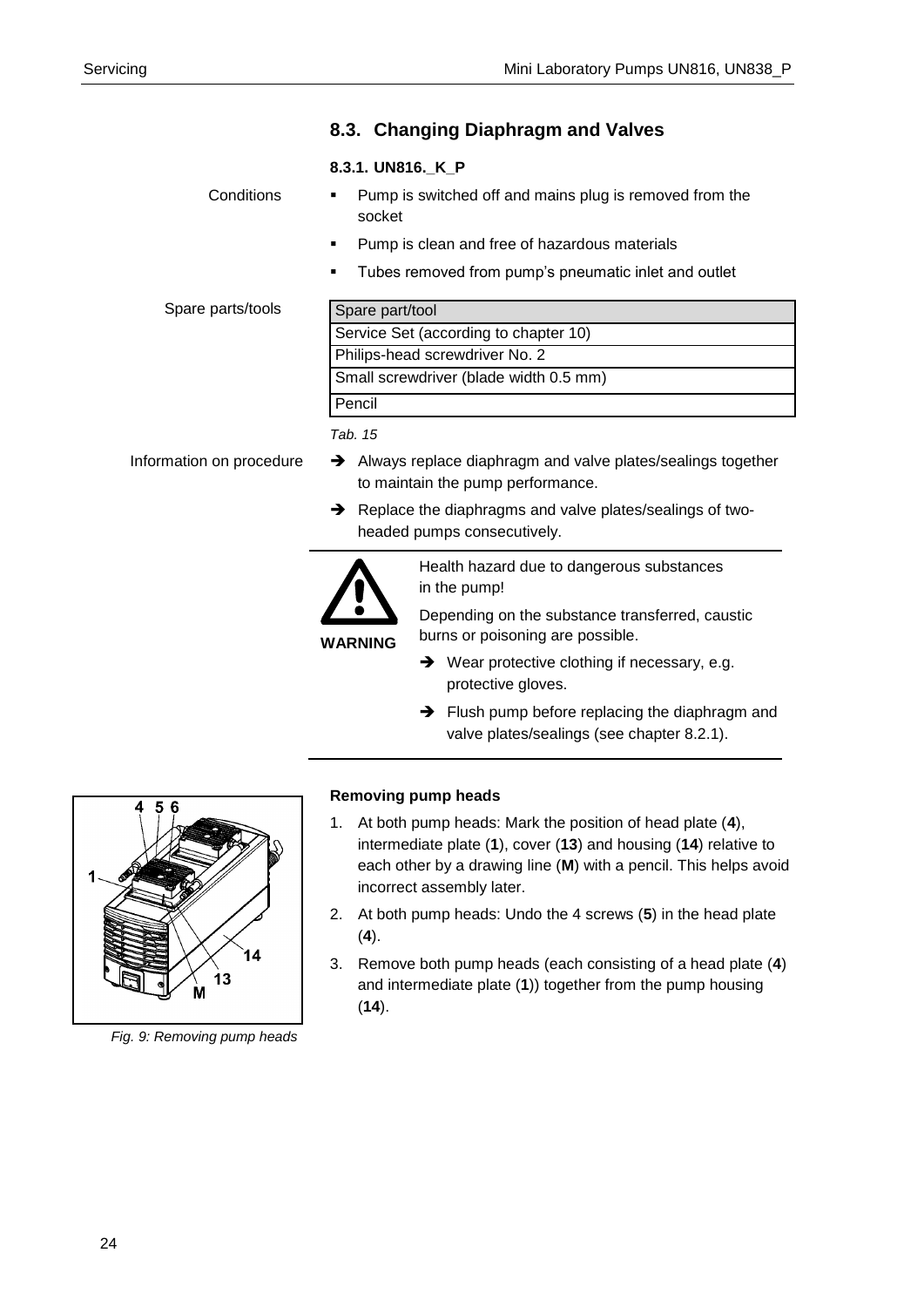## 8.3. Changing Diaphragm and Valves

### 8.3.1. UN816._K_P

Conditions

- Pump is switched off and mains plug is removed from the socket
- Pump is clean and free of hazardous materials
- Tubes removed from pump's pneumatic inlet and outlet

Spare parts/tools

| Spare part/tool |
|---|
| Service Set (according to chapter 10) |
| Philips-head screwdriver No. 2 |
| Small screwdriver (blade width 0.5 mm) |
| Pencil |

*Tab. 15*

Information on procedure

➔ Always replace diaphragm and valve plates/sealings together to maintain the pump performance.

➔ Replace the diaphragms and valve plates/sealings of two-headed pumps consecutively.

**WARNING**

Health hazard due to dangerous substances in the pump!

Depending on the substance transferred, caustic burns or poisoning are possible.

➔ Wear protective clothing if necessary, e.g. protective gloves.

➔ Flush pump before replacing the diaphragm and valve plates/sealings (see chapter 8.2.1).

*Fig. 9: Removing pump heads*

**Removing pump heads**

1. At both pump heads: Mark the position of head plate (**4**), intermediate plate (**1**), cover (**13**) and housing (**14**) relative to each other by a drawing line (**M**) with a pencil. This helps avoid incorrect assembly later.
2. At both pump heads: Undo the 4 screws (**5**) in the head plate (**4**).
3. Remove both pump heads (each consisting of a head plate (**4**) and intermediate plate (**1**)) together from the pump housing (**14**).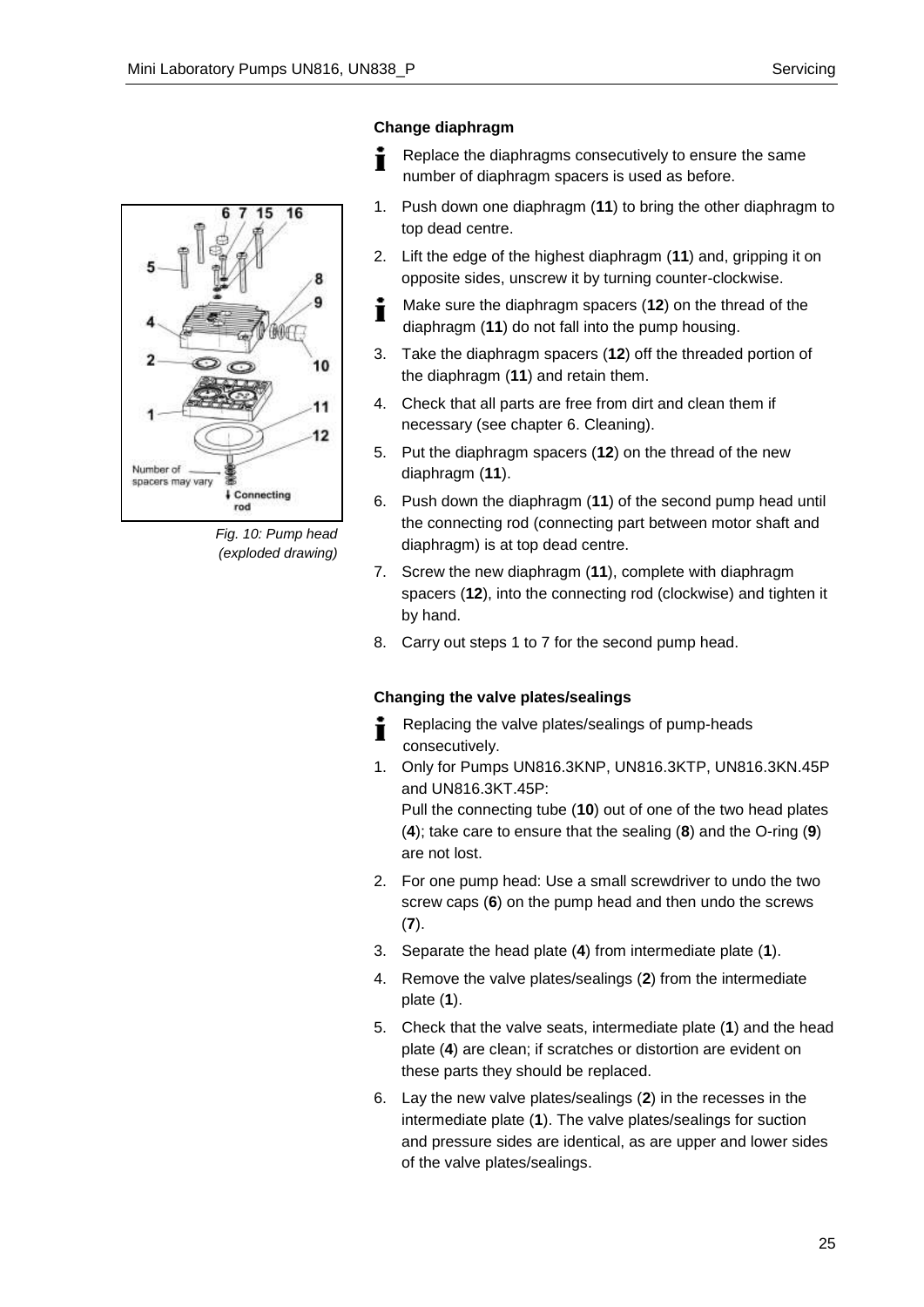Fig. 10: Pump head (exploded drawing)

### Change diaphragm

ℹ Replace the diaphragms consecutively to ensure the same number of diaphragm spacers is used as before.

1. Push down one diaphragm (**11**) to bring the other diaphragm to top dead centre.
2. Lift the edge of the highest diaphragm (**11**) and, gripping it on opposite sides, unscrew it by turning counter-clockwise.

ℹ Make sure the diaphragm spacers (**12**) on the thread of the diaphragm (**11**) do not fall into the pump housing.

3. Take the diaphragm spacers (**12**) off the threaded portion of the diaphragm (**11**) and retain them.
4. Check that all parts are free from dirt and clean them if necessary (see chapter 6. Cleaning).
5. Put the diaphragm spacers (**12**) on the thread of the new diaphragm (**11**).
6. Push down the diaphragm (**11**) of the second pump head until the connecting rod (connecting part between motor shaft and diaphragm) is at top dead centre.
7. Screw the new diaphragm (**11**), complete with diaphragm spacers (**12**), into the connecting rod (clockwise) and tighten it by hand.
8. Carry out steps 1 to 7 for the second pump head.

### Changing the valve plates/sealings

ℹ Replacing the valve plates/sealings of pump-heads consecutively.

1. Only for Pumps UN816.3KNP, UN816.3KTP, UN816.3KN.45P and UN816.3KT.45P:
   Pull the connecting tube (**10**) out of one of the two head plates (**4**); take care to ensure that the sealing (**8**) and the O-ring (**9**) are not lost.
2. For one pump head: Use a small screwdriver to undo the two screw caps (**6**) on the pump head and then undo the screws (**7**).
3. Separate the head plate (**4**) from intermediate plate (**1**).
4. Remove the valve plates/sealings (**2**) from the intermediate plate (**1**).
5. Check that the valve seats, intermediate plate (**1**) and the head plate (**4**) are clean; if scratches or distortion are evident on these parts they should be replaced.
6. Lay the new valve plates/sealings (**2**) in the recesses in the intermediate plate (**1**). The valve plates/sealings for suction and pressure sides are identical, as are upper and lower sides of the valve plates/sealings.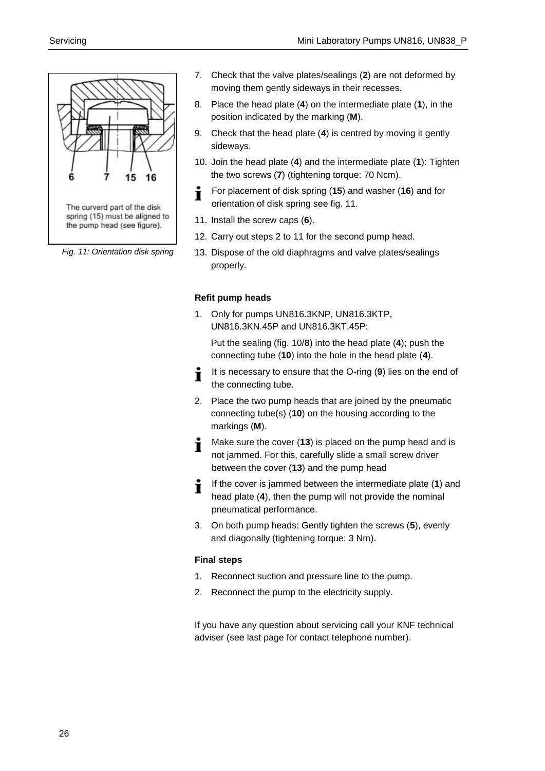6 7 15 16

The curverd part of the disk spring (15) must be aligned to the pump head (see figure).

*Fig. 11: Orientation disk spring*

7. Check that the valve plates/sealings (**2**) are not deformed by moving them gently sideways in their recesses.
8. Place the head plate (**4**) on the intermediate plate (**1**), in the position indicated by the marking (**M**).
9. Check that the head plate (**4**) is centred by moving it gently sideways.
10. Join the head plate (**4**) and the intermediate plate (**1**): Tighten the two screws (**7**) (tightening torque: 70 Ncm).

   For placement of disk spring (**15**) and washer (**16**) and for orientation of disk spring see fig. 11.

11. Install the screw caps (**6**).
12. Carry out steps 2 to 11 for the second pump head.
13. Dispose of the old diaphragms and valve plates/sealings properly.

**Refit pump heads**

1. Only for pumps UN816.3KNP, UN816.3KTP, UN816.3KN.45P and UN816.3KT.45P:

   Put the sealing (fig. 10/**8**) into the head plate (**4**); push the connecting tube (**10**) into the hole in the head plate (**4**).

   It is necessary to ensure that the O-ring (**9**) lies on the end of the connecting tube.

2. Place the two pump heads that are joined by the pneumatic connecting tube(s) (**10**) on the housing according to the markings (**M**).

   Make sure the cover (**13**) is placed on the pump head and is not jammed. For this, carefully slide a small screw driver between the cover (**13**) and the pump head

   If the cover is jammed between the intermediate plate (**1**) and head plate (**4**), then the pump will not provide the nominal pneumatical performance.

3. On both pump heads: Gently tighten the screws (**5**), evenly and diagonally (tightening torque: 3 Nm).

**Final steps**

1. Reconnect suction and pressure line to the pump.
2. Reconnect the pump to the electricity supply.

If you have any question about servicing call your KNF technical adviser (see last page for contact telephone number).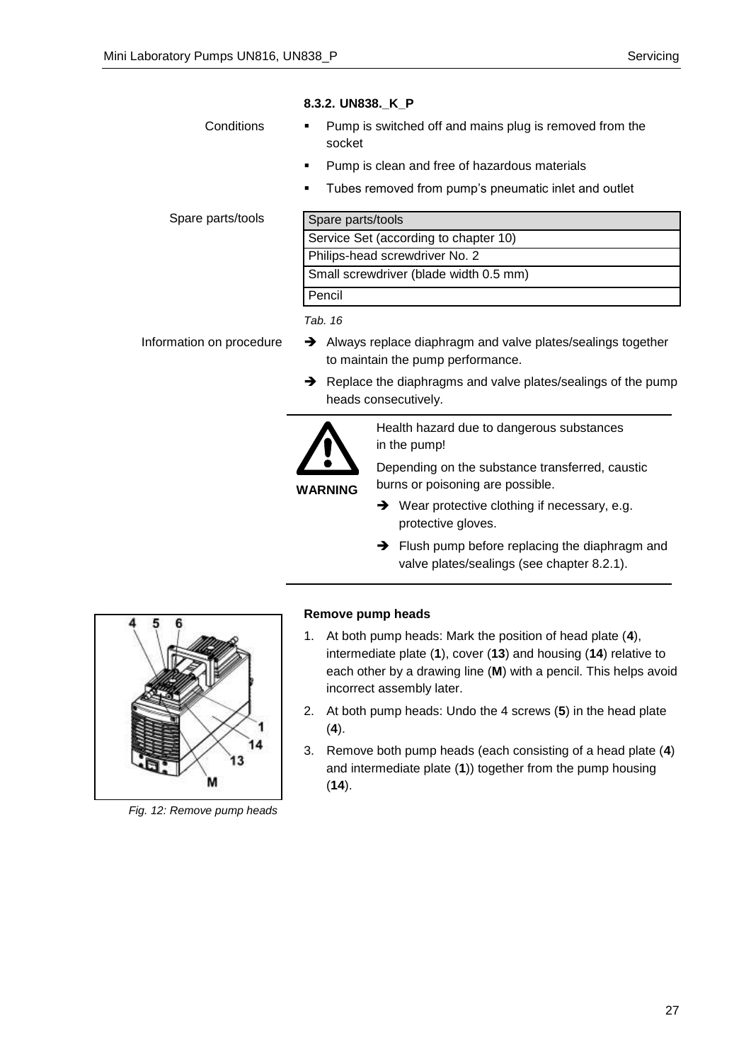### 8.3.2. UN838._K_P

**Conditions**

- Pump is switched off and mains plug is removed from the socket
- Pump is clean and free of hazardous materials
- Tubes removed from pump's pneumatic inlet and outlet

**Spare parts/tools**

| Spare parts/tools |
| --- |
| Service Set (according to chapter 10) |
| Philips-head screwdriver No. 2 |
| Small screwdriver (blade width 0.5 mm) |
| Pencil |

*Tab. 16*

**Information on procedure**

➔ Always replace diaphragm and valve plates/sealings together to maintain the pump performance.

➔ Replace the diaphragms and valve plates/sealings of the pump heads consecutively.

---

**WARNING**

Health hazard due to dangerous substances in the pump!

Depending on the substance transferred, caustic burns or poisoning are possible.

➔ Wear protective clothing if necessary, e.g. protective gloves.

➔ Flush pump before replacing the diaphragm and valve plates/sealings (see chapter 8.2.1).

---

*Fig. 12: Remove pump heads*

**Remove pump heads**

1. At both pump heads: Mark the position of head plate (**4**), intermediate plate (**1**), cover (**13**) and housing (**14**) relative to each other by a drawing line (**M**) with a pencil. This helps avoid incorrect assembly later.
2. At both pump heads: Undo the 4 screws (**5**) in the head plate (**4**).
3. Remove both pump heads (each consisting of a head plate (**4**) and intermediate plate (**1**)) together from the pump housing (**14**).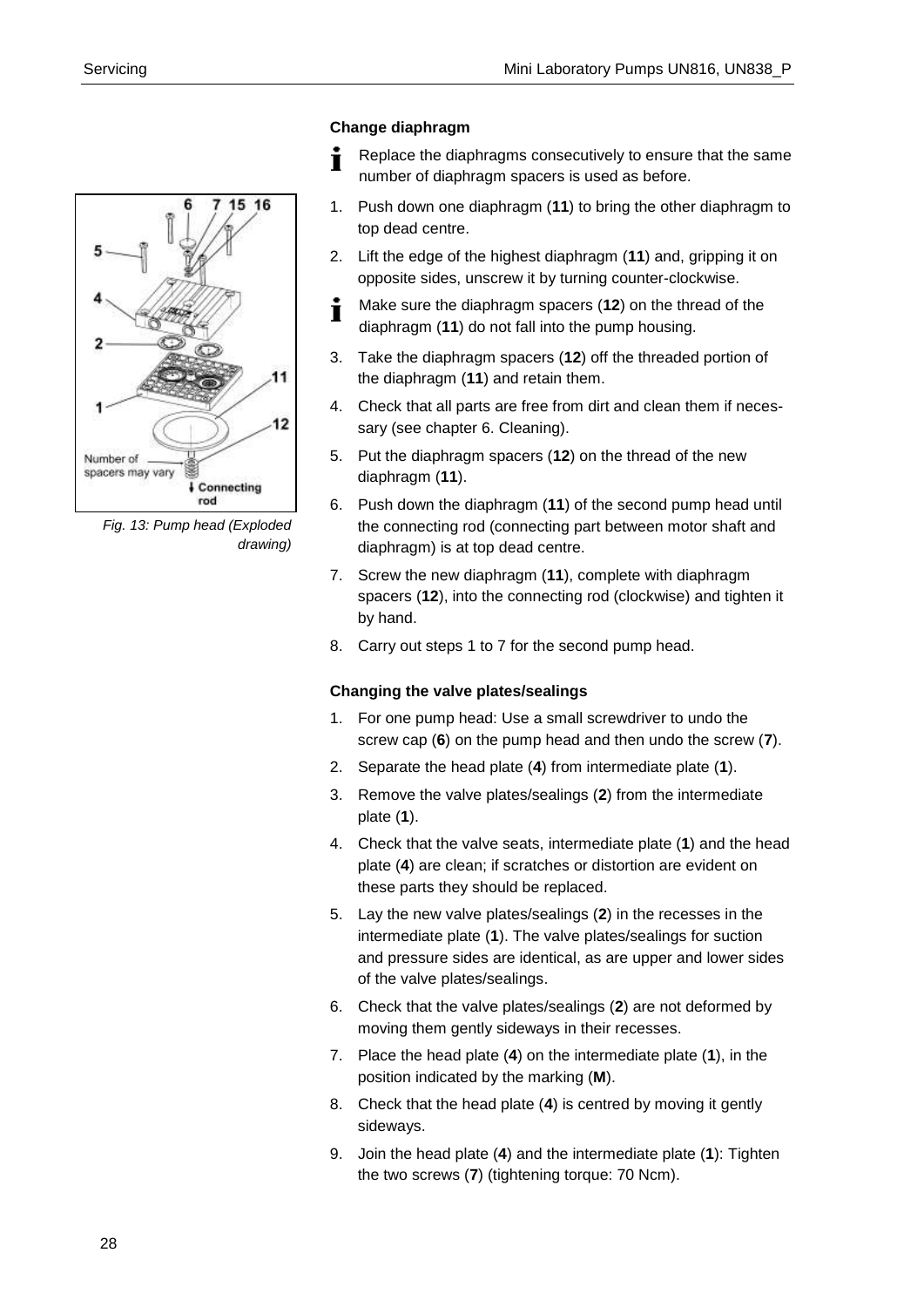Fig. 13: Pump head (Exploded drawing)

### Change diaphragm

Replace the diaphragms consecutively to ensure that the same number of diaphragm spacers is used as before.

1. Push down one diaphragm (**11**) to bring the other diaphragm to top dead centre.
2. Lift the edge of the highest diaphragm (**11**) and, gripping it on opposite sides, unscrew it by turning counter-clockwise.

Make sure the diaphragm spacers (**12**) on the thread of the diaphragm (**11**) do not fall into the pump housing.

3. Take the diaphragm spacers (**12**) off the threaded portion of the diaphragm (**11**) and retain them.
4. Check that all parts are free from dirt and clean them if necessary (see chapter 6. Cleaning).
5. Put the diaphragm spacers (**12**) on the thread of the new diaphragm (**11**).
6. Push down the diaphragm (**11**) of the second pump head until the connecting rod (connecting part between motor shaft and diaphragm) is at top dead centre.
7. Screw the new diaphragm (**11**), complete with diaphragm spacers (**12**), into the connecting rod (clockwise) and tighten it by hand.
8. Carry out steps 1 to 7 for the second pump head.

### Changing the valve plates/sealings

1. For one pump head: Use a small screwdriver to undo the screw cap (**6**) on the pump head and then undo the screw (**7**).
2. Separate the head plate (**4**) from intermediate plate (**1**).
3. Remove the valve plates/sealings (**2**) from the intermediate plate (**1**).
4. Check that the valve seats, intermediate plate (**1**) and the head plate (**4**) are clean; if scratches or distortion are evident on these parts they should be replaced.
5. Lay the new valve plates/sealings (**2**) in the recesses in the intermediate plate (**1**). The valve plates/sealings for suction and pressure sides are identical, as are upper and lower sides of the valve plates/sealings.
6. Check that the valve plates/sealings (**2**) are not deformed by moving them gently sideways in their recesses.
7. Place the head plate (**4**) on the intermediate plate (**1**), in the position indicated by the marking (**M**).
8. Check that the head plate (**4**) is centred by moving it gently sideways.
9. Join the head plate (**4**) and the intermediate plate (**1**): Tighten the two screws (**7**) (tightening torque: 70 Ncm).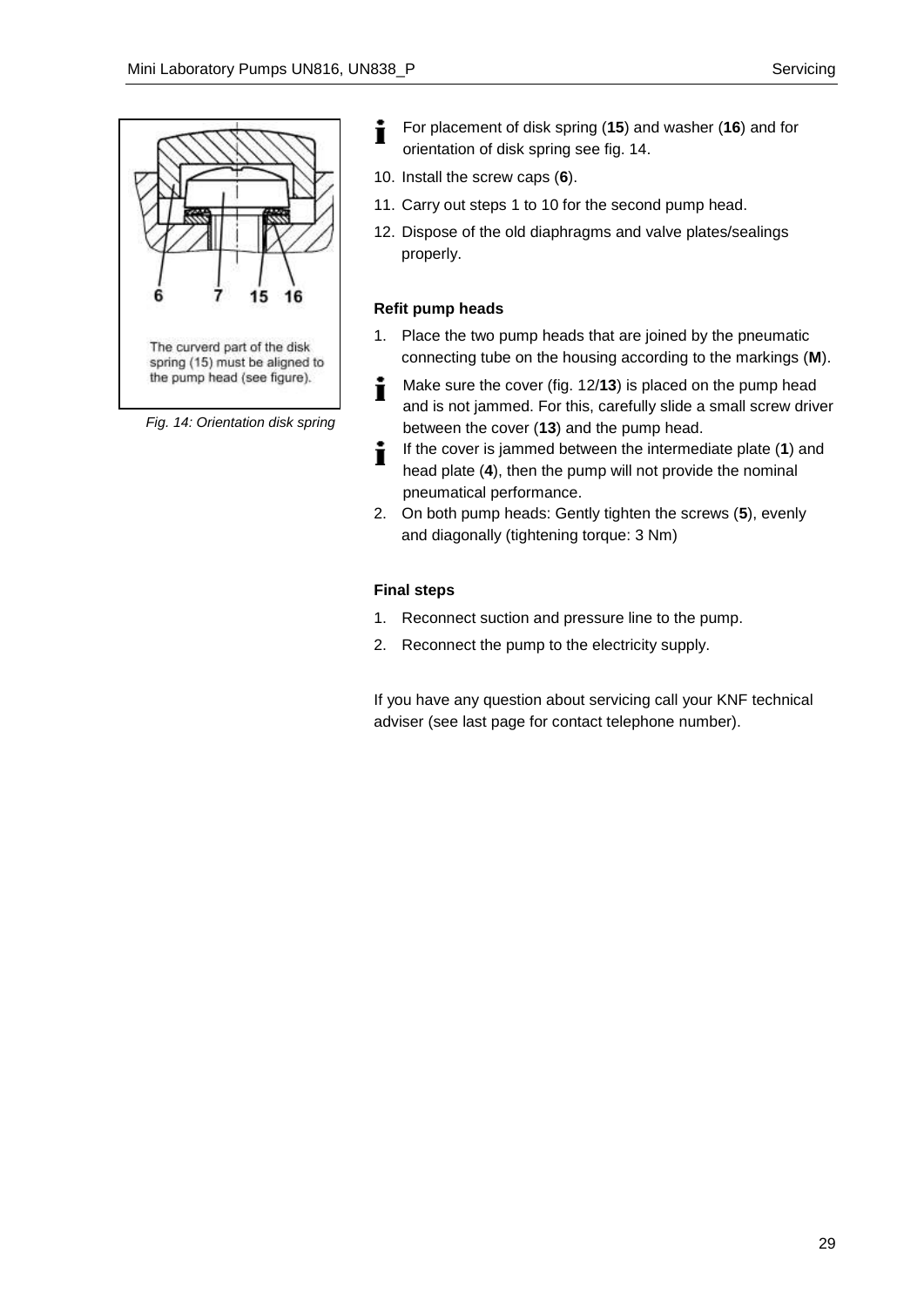The curverd part of the disk spring (15) must be aligned to the pump head (see figure).

*Fig. 14: Orientation disk spring*

For placement of disk spring (**15**) and washer (**16**) and for orientation of disk spring see fig. 14.

10. Install the screw caps (**6**).
11. Carry out steps 1 to 10 for the second pump head.
12. Dispose of the old diaphragms and valve plates/sealings properly.

**Refit pump heads**

1. Place the two pump heads that are joined by the pneumatic connecting tube on the housing according to the markings (**M**).

Make sure the cover (fig. 12/**13**) is placed on the pump head and is not jammed. For this, carefully slide a small screw driver between the cover (**13**) and the pump head.

If the cover is jammed between the intermediate plate (**1**) and head plate (**4**), then the pump will not provide the nominal pneumatical performance.

2. On both pump heads: Gently tighten the screws (**5**), evenly and diagonally (tightening torque: 3 Nm)

**Final steps**

1. Reconnect suction and pressure line to the pump.
2. Reconnect the pump to the electricity supply.

If you have any question about servicing call your KNF technical adviser (see last page for contact telephone number).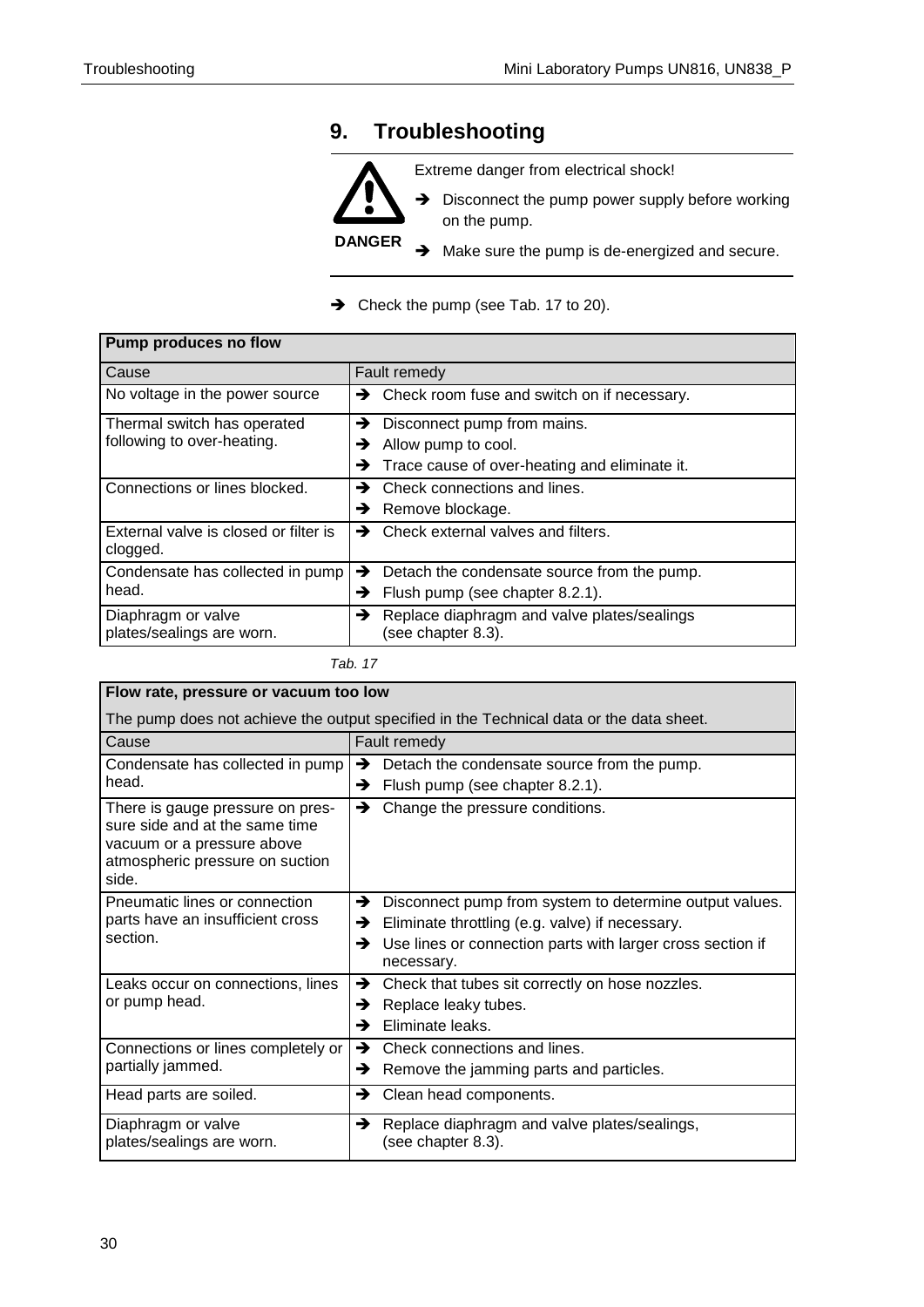# 9. Troubleshooting

**DANGER**

Extreme danger from electrical shock!

➔ Disconnect the pump power supply before working on the pump.

➔ Make sure the pump is de-energized and secure.

➔ Check the pump (see Tab. 17 to 20).

| **Pump produces no flow** | |
|---|---|
| Cause | Fault remedy |
| No voltage in the power source | ➔ Check room fuse and switch on if necessary. |
| Thermal switch has operated following to over-heating. | ➔ Disconnect pump from mains.<br>➔ Allow pump to cool.<br>➔ Trace cause of over-heating and eliminate it. |
| Connections or lines blocked. | ➔ Check connections and lines.<br>➔ Remove blockage. |
| External valve is closed or filter is clogged. | ➔ Check external valves and filters. |
| Condensate has collected in pump head. | ➔ Detach the condensate source from the pump.<br>➔ Flush pump (see chapter 8.2.1). |
| Diaphragm or valve plates/sealings are worn. | ➔ Replace diaphragm and valve plates/sealings (see chapter 8.3). |

*Tab. 17*

| **Flow rate, pressure or vacuum too low**<br>The pump does not achieve the output specified in the Technical data or the data sheet. | |
|---|---|
| Cause | Fault remedy |
| Condensate has collected in pump head. | ➔ Detach the condensate source from the pump.<br>➔ Flush pump (see chapter 8.2.1). |
| There is gauge pressure on pressure side and at the same time vacuum or a pressure above atmospheric pressure on suction side. | ➔ Change the pressure conditions. |
| Pneumatic lines or connection parts have an insufficient cross section. | ➔ Disconnect pump from system to determine output values.<br>➔ Eliminate throttling (e.g. valve) if necessary.<br>➔ Use lines or connection parts with larger cross section if necessary. |
| Leaks occur on connections, lines or pump head. | ➔ Check that tubes sit correctly on hose nozzles.<br>➔ Replace leaky tubes.<br>➔ Eliminate leaks. |
| Connections or lines completely or partially jammed. | ➔ Check connections and lines.<br>➔ Remove the jamming parts and particles. |
| Head parts are soiled. | ➔ Clean head components. |
| Diaphragm or valve plates/sealings are worn. | ➔ Replace diaphragm and valve plates/sealings, (see chapter 8.3). |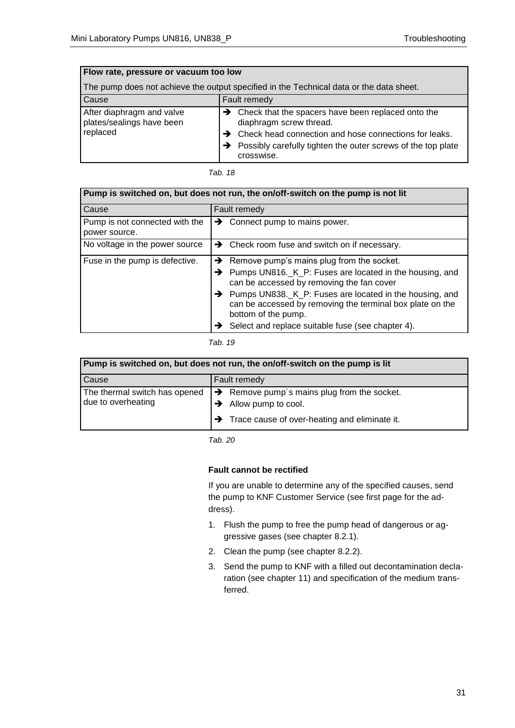| **Flow rate, pressure or vacuum too low** | |
|---|---|
| The pump does not achieve the output specified in the Technical data or the data sheet. | |
| Cause | Fault remedy |
| After diaphragm and valve plates/sealings have been replaced | ➔ Check that the spacers have been replaced onto the diaphragm screw thread.<br>➔ Check head connection and hose connections for leaks.<br>➔ Possibly carefully tighten the outer screws of the top plate crosswise. |

*Tab. 18*

| **Pump is switched on, but does not run, the on/off-switch on the pump is not lit** | |
|---|---|
| Cause | Fault remedy |
| Pump is not connected with the power source. | ➔ Connect pump to mains power. |
| No voltage in the power source | ➔ Check room fuse and switch on if necessary. |
| Fuse in the pump is defective. | ➔ Remove pump's mains plug from the socket.<br>➔ Pumps UN816._K_P: Fuses are located in the housing, and can be accessed by removing the fan cover<br>➔ Pumps UN838._K_P: Fuses are located in the housing, and can be accessed by removing the terminal box plate on the bottom of the pump.<br>➔ Select and replace suitable fuse (see chapter 4). |

*Tab. 19*

| **Pump is switched on, but does not run, the on/off-switch on the pump is lit** | |
|---|---|
| Cause | Fault remedy |
| The thermal switch has opened due to overheating | ➔ Remove pump´s mains plug from the socket.<br>➔ Allow pump to cool.<br>➔ Trace cause of over-heating and eliminate it. |

*Tab. 20*

**Fault cannot be rectified**

If you are unable to determine any of the specified causes, send the pump to KNF Customer Service (see first page for the address).

1. Flush the pump to free the pump head of dangerous or aggressive gases (see chapter 8.2.1).
2. Clean the pump (see chapter 8.2.2).
3. Send the pump to KNF with a filled out decontamination declaration (see chapter 11) and specification of the medium transferred.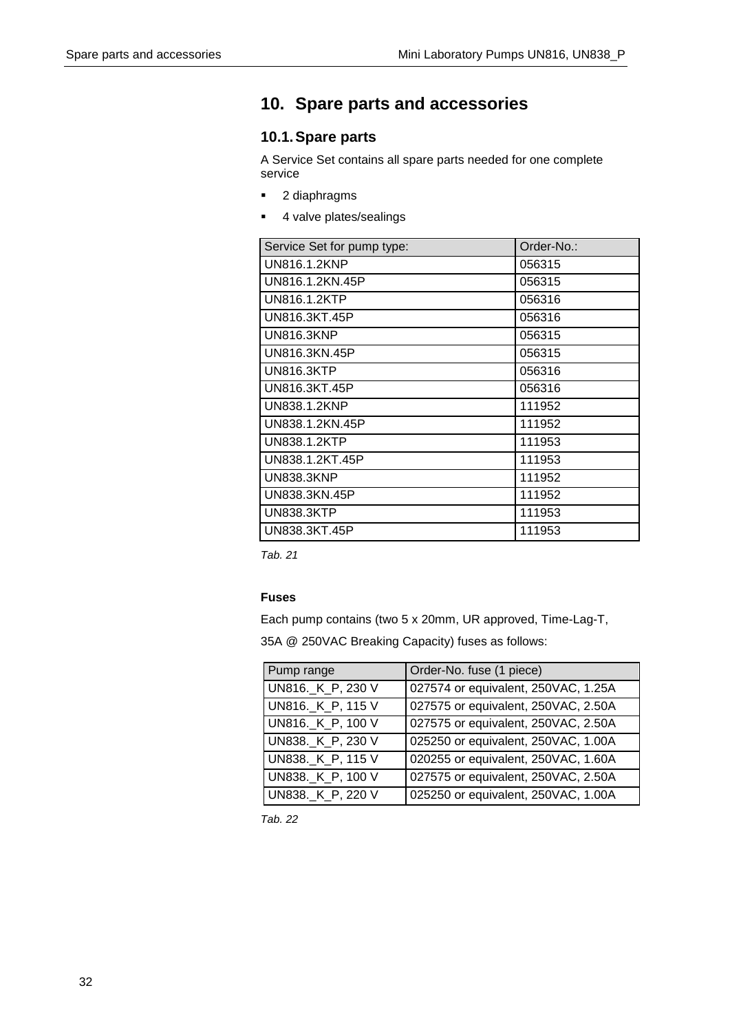# 10. Spare parts and accessories

## 10.1. Spare parts

A Service Set contains all spare parts needed for one complete service

- 2 diaphragms
- 4 valve plates/sealings

| Service Set for pump type: | Order-No.: |
|---|---|
| UN816.1.2KNP | 056315 |
| UN816.1.2KN.45P | 056315 |
| UN816.1.2KTP | 056316 |
| UN816.3KT.45P | 056316 |
| UN816.3KNP | 056315 |
| UN816.3KN.45P | 056315 |
| UN816.3KTP | 056316 |
| UN816.3KT.45P | 056316 |
| UN838.1.2KNP | 111952 |
| UN838.1.2KN.45P | 111952 |
| UN838.1.2KTP | 111953 |
| UN838.1.2KT.45P | 111953 |
| UN838.3KNP | 111952 |
| UN838.3KN.45P | 111952 |
| UN838.3KTP | 111953 |
| UN838.3KT.45P | 111953 |

*Tab. 21*

**Fuses**

Each pump contains (two 5 x 20mm, UR approved, Time-Lag-T,

35A @ 250VAC Breaking Capacity) fuses as follows:

| Pump range | Order-No. fuse (1 piece) |
|---|---|
| UN816._K_P, 230 V | 027574 or equivalent, 250VAC, 1.25A |
| UN816._K_P, 115 V | 027575 or equivalent, 250VAC, 2.50A |
| UN816._K_P, 100 V | 027575 or equivalent, 250VAC, 2.50A |
| UN838._K_P, 230 V | 025250 or equivalent, 250VAC, 1.00A |
| UN838._K_P, 115 V | 020255 or equivalent, 250VAC, 1.60A |
| UN838._K_P, 100 V | 027575 or equivalent, 250VAC, 2.50A |
| UN838._K_P, 220 V | 025250 or equivalent, 250VAC, 1.00A |

*Tab. 22*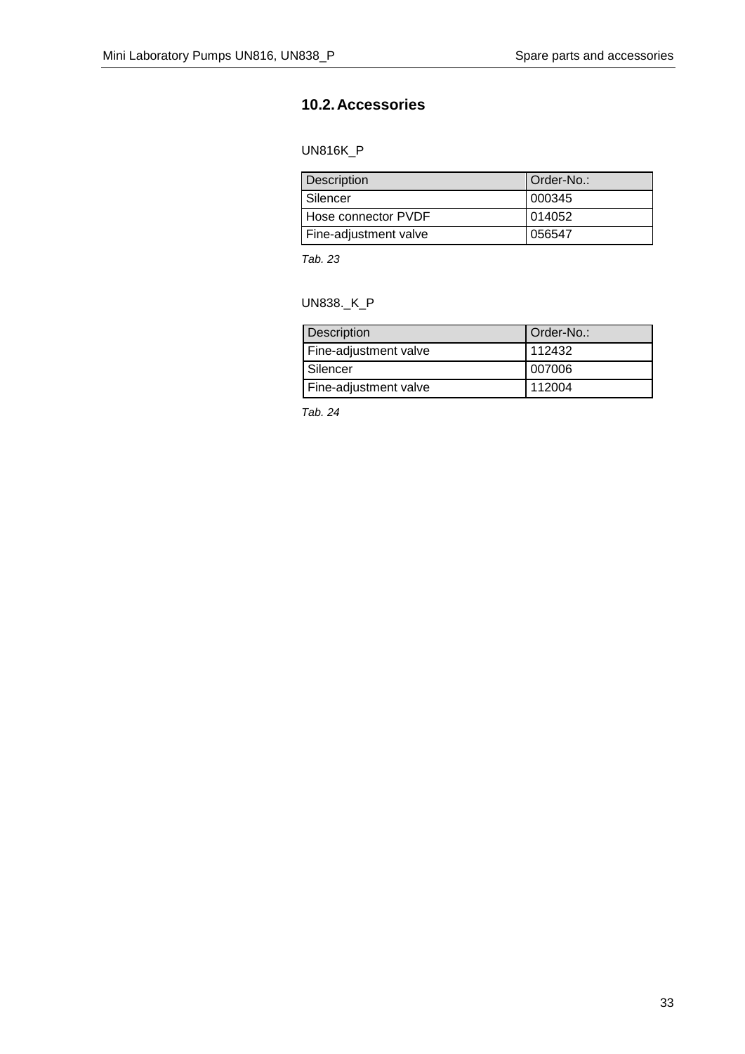## 10.2. Accessories

UN816K_P

| Description | Order-No.: |
|---|---|
| Silencer | 000345 |
| Hose connector PVDF | 014052 |
| Fine-adjustment valve | 056547 |

*Tab. 23*

UN838._K_P

| Description | Order-No.: |
|---|---|
| Fine-adjustment valve | 112432 |
| Silencer | 007006 |
| Fine-adjustment valve | 112004 |

*Tab. 24*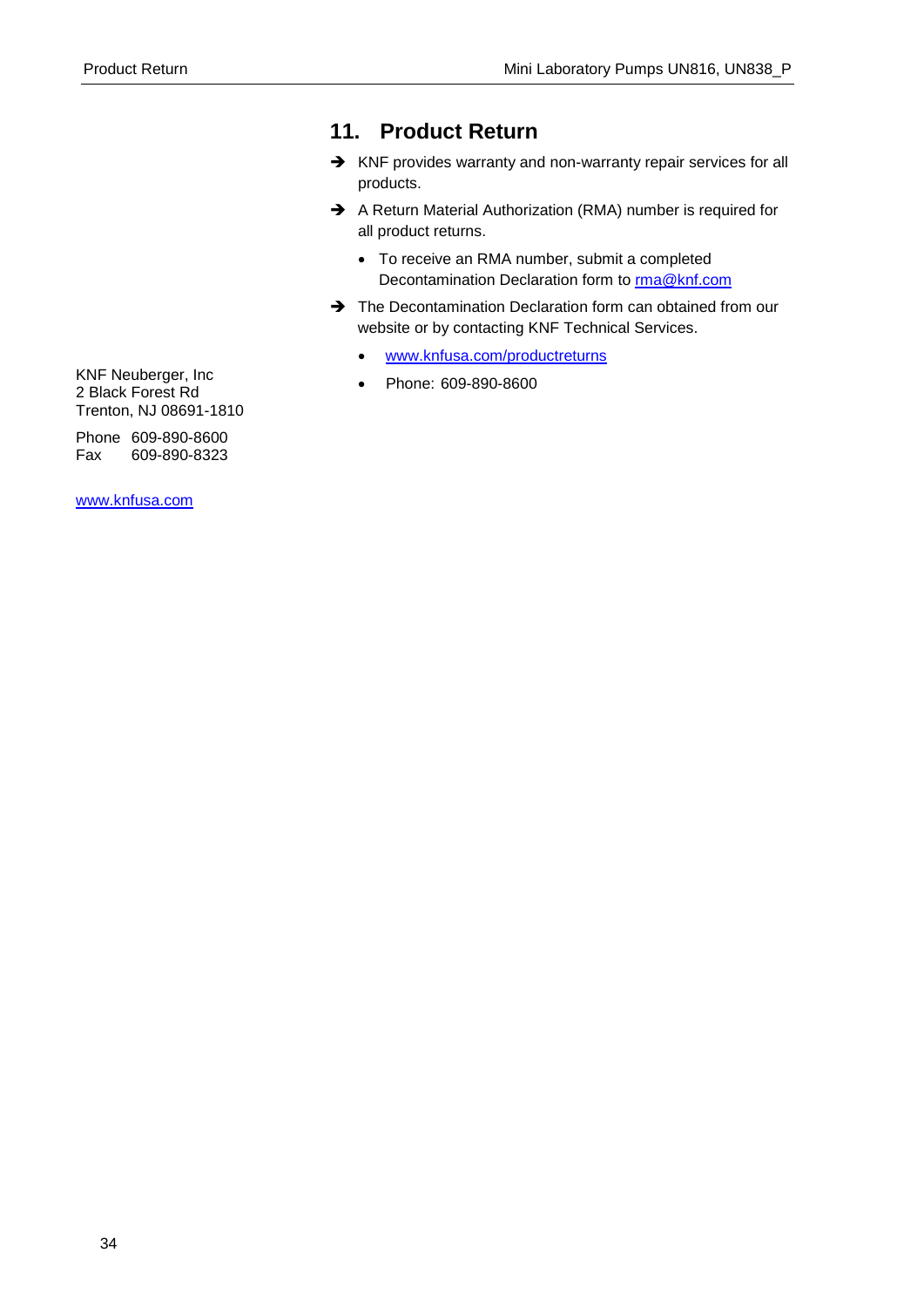# 11. Product Return

- KNF provides warranty and non-warranty repair services for all products.
- A Return Material Authorization (RMA) number is required for all product returns.
  - To receive an RMA number, submit a completed Decontamination Declaration form to rma@knf.com
- The Decontamination Declaration form can obtained from our website or by contacting KNF Technical Services.
  - www.knfusa.com/productreturns
  - Phone: 609-890-8600

KNF Neuberger, Inc
2 Black Forest Rd
Trenton, NJ 08691-1810

Phone 609-890-8600
Fax 609-890-8323

www.knfusa.com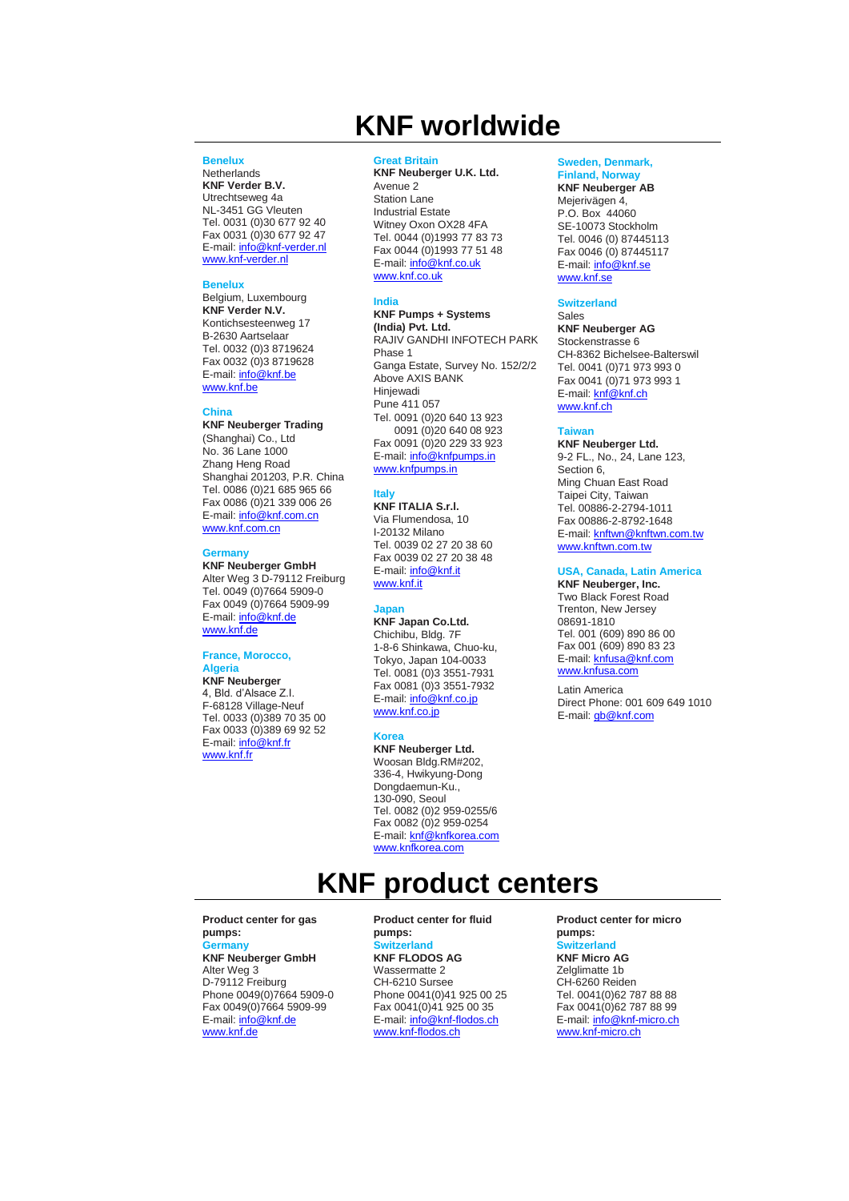# KNF worldwide

**Benelux**
Netherlands
**KNF Verder B.V.**
Utrechtseweg 4a
NL-3451 GG Vleuten
Tel. 0031 (0)30 677 92 40
Fax 0031 (0)30 677 92 47
E-mail: info@knf-verder.nl
www.knf-verder.nl

**Benelux**
Belgium, Luxembourg
**KNF Verder N.V.**
Kontichsesteenweg 17
B-2630 Aartselaar
Tel. 0032 (0)3 8719624
Fax 0032 (0)3 8719628
E-mail: info@knf.be
www.knf.be

**China**
**KNF Neuberger Trading**
(Shanghai) Co., Ltd
No. 36 Lane 1000
Zhang Heng Road
Shanghai 201203, P.R. China
Tel. 0086 (0)21 685 965 66
Fax 0086 (0)21 339 006 26
E-mail: info@knf.com.cn
www.knf.com.cn

**Germany**
**KNF Neuberger GmbH**
Alter Weg 3 D-79112 Freiburg
Tel. 0049 (0)7664 5909-0
Fax 0049 (0)7664 5909-99
E-mail: info@knf.de
www.knf.de

**France, Morocco, Algeria**
**KNF Neuberger**
4, Bld. d'Alsace Z.I.
F-68128 Village-Neuf
Tel. 0033 (0)389 70 35 00
Fax 0033 (0)389 69 92 52
E-mail: info@knf.fr
www.knf.fr

**Great Britain**
**KNF Neuberger U.K. Ltd.**
Avenue 2
Station Lane
Industrial Estate
Witney Oxon OX28 4FA
Tel. 0044 (0)1993 77 83 73
Fax 0044 (0)1993 77 51 48
E-mail: info@knf.co.uk
www.knf.co.uk

**India**
**KNF Pumps + Systems (India) Pvt. Ltd.**
RAJIV GANDHI INFOTECH PARK
Phase 1
Ganga Estate, Survey No. 152/2/2
Above AXIS BANK
Hinjewadi
Pune 411 057
Tel. 0091 (0)20 640 13 923
0091 (0)20 640 08 923
Fax 0091 (0)20 229 33 923
E-mail: info@knfpumps.in
www.knfpumps.in

**Italy**
**KNF ITALIA S.r.l.**
Via Flumendosa, 10
I-20132 Milano
Tel. 0039 02 27 20 38 60
Fax 0039 02 27 20 38 48
E-mail: info@knf.it
www.knf.it

**Japan**
**KNF Japan Co.Ltd.**
Chichibu, Bldg. 7F
1-8-6 Shinkawa, Chuo-ku,
Tokyo, Japan 104-0033
Tel. 0081 (0)3 3551-7931
Fax 0081 (0)3 3551-7932
E-mail: info@knf.co.jp
www.knf.co.jp

**Korea**
**KNF Neuberger Ltd.**
Woosan Bldg.RM#202,
336-4, Hwikyung-Dong
Dongdaemun-Ku.,
130-090, Seoul
Tel. 0082 (0)2 959-0255/6
Fax 0082 (0)2 959-0254
E-mail: knf@knfkorea.com
www.knfkorea.com

**Sweden, Denmark, Finland, Norway**
**KNF Neuberger AB**
Mejerivägen 4,
P.O. Box 44060
SE-10073 Stockholm
Tel. 0046 (0) 87445113
Fax 0046 (0) 87445117
E-mail: info@knf.se
www.knf.se

**Switzerland**
Sales
**KNF Neuberger AG**
Stockenstrasse 6
CH-8362 Bichelsee-Balterswil
Tel. 0041 (0)71 973 993 0
Fax 0041 (0)71 973 993 1
E-mail: knf@knf.ch
www.knf.ch

**Taiwan**
**KNF Neuberger Ltd.**
9-2 FL., No., 24, Lane 123,
Section 6,
Ming Chuan East Road
Taipei City, Taiwan
Tel. 00886-2-2794-1011
Fax 00886-2-8792-1648
E-mail: knftwn@knftwn.com.tw
www.knftwn.com.tw

**USA, Canada, Latin America**
**KNF Neuberger, Inc.**
Two Black Forest Road
Trenton, New Jersey
08691-1810
Tel. 001 (609) 890 86 00
Fax 001 (609) 890 83 23
E-mail: knfusa@knf.com
www.knfusa.com

Latin America
Direct Phone: 001 609 649 1010
E-mail: gb@knf.com

# KNF product centers

**Product center for gas pumps:**
**Germany**
**KNF Neuberger GmbH**
Alter Weg 3
D-79112 Freiburg
Phone 0049(0)7664 5909-0
Fax 0049(0)7664 5909-99
E-mail: info@knf.de
www.knf.de

**Product center for fluid pumps:**
**Switzerland**
**KNF FLODOS AG**
Wassermatte 2
CH-6210 Sursee
Phone 0041(0)41 925 00 25
Fax 0041(0)41 925 00 35
E-mail: info@knf-flodos.ch
www.knf-flodos.ch

**Product center for micro pumps:**
**Switzerland**
**KNF Micro AG**
Zelglimatte 1b
CH-6260 Reiden
Tel. 0041(0)62 787 88 88
Fax 0041(0)62 787 88 99
E-mail: info@knf-micro.ch
www.knf-micro.ch